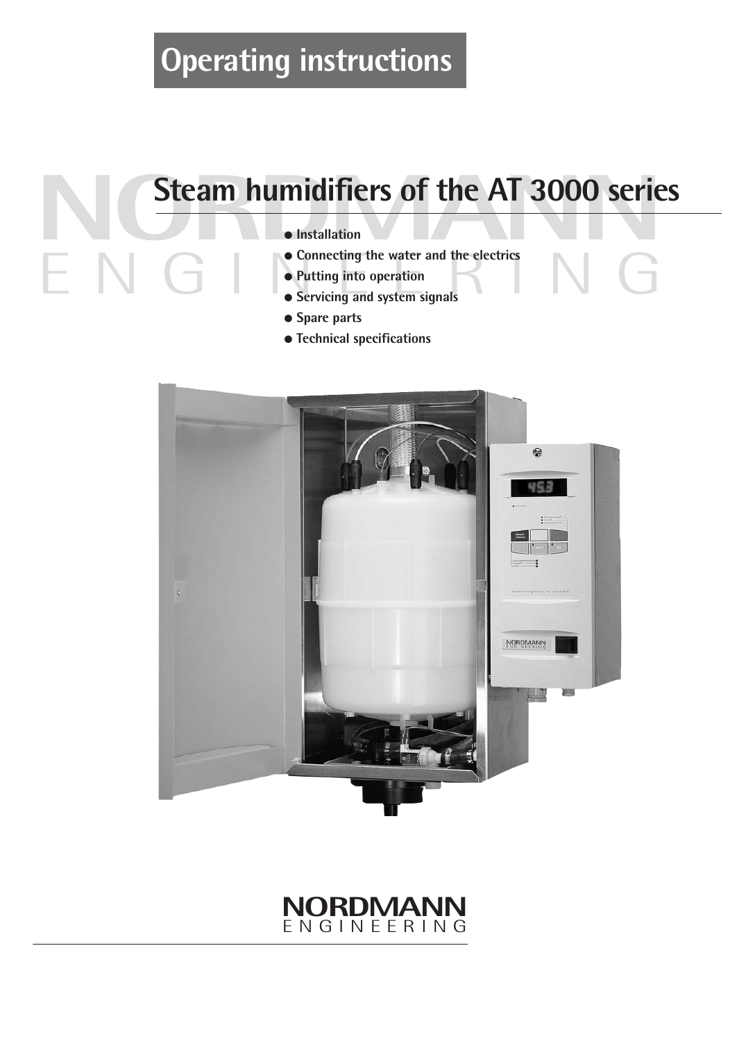# Operating instructions

# Steam humidifiers of the AT 3000 series

- Installation
- Connecting the water and the electrics
- Putting into operation
- Servicing and system signals
- Spare parts
- Technical specifications

NORDMANN ENGINEERING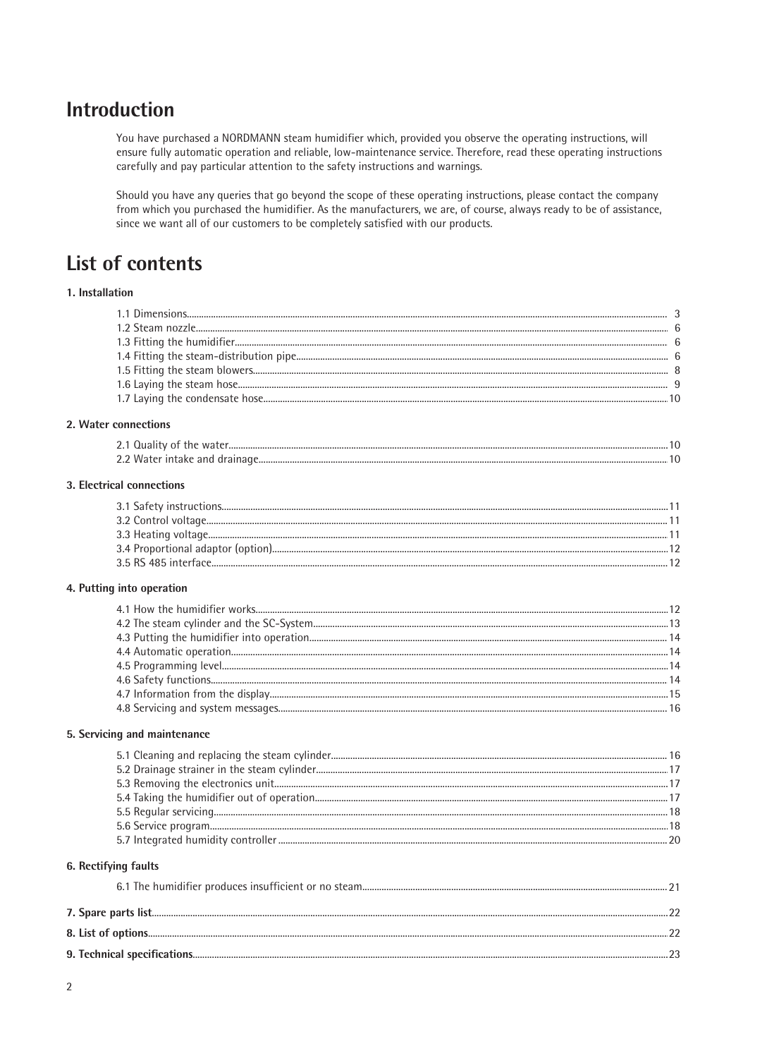# Introduction

You have purchased a NORDMANN steam humidifier which, provided you observe the operating instructions, will ensure fully automatic operation and reliable, low-maintenance service. Therefore, read these operating instructions carefully and pay particular attention to the safety instructions and warnings.

Should you have any queries that go beyond the scope of these operating instructions, please contact the company from which you purchased the humidifier. As the manufacturers, we are, of course, always ready to be of assistance, since we want all of our customers to be completely satisfied with our products.

# List of contents

**1. Installation**

- 1.1 Dimensions ........ 3
- 1.2 Steam nozzle ........ 6
- 1.3 Fitting the humidifier ........ 6
- 1.4 Fitting the steam-distribution pipe ........ 6
- 1.5 Fitting the steam blowers ........ 8
- 1.6 Laying the steam hose ........ 9
- 1.7 Laying the condensate hose ........ 10

**2. Water connections**

- 2.1 Quality of the water ........ 10
- 2.2 Water intake and drainage ........ 10

**3. Electrical connections**

- 3.1 Safety instructions ........ 11
- 3.2 Control voltage ........ 11
- 3.3 Heating voltage ........ 11
- 3.4 Proportional adaptor (option) ........ 12
- 3.5 RS 485 interface ........ 12

**4. Putting into operation**

- 4.1 How the humidifier works ........ 12
- 4.2 The steam cylinder and the SC-System ........ 13
- 4.3 Putting the humidifier into operation ........ 14
- 4.4 Automatic operation ........ 14
- 4.5 Programming level ........ 14
- 4.6 Safety functions ........ 14
- 4.7 Information from the display ........ 15
- 4.8 Servicing and system messages ........ 16

**5. Servicing and maintenance**

- 5.1 Cleaning and replacing the steam cylinder ........ 16
- 5.2 Drainage strainer in the steam cylinder ........ 17
- 5.3 Removing the electronics unit ........ 17
- 5.4 Taking the humidifier out of operation ........ 17
- 5.5 Regular servicing ........ 18
- 5.6 Service program ........ 18
- 5.7 Integrated humidity controller ........ 20

**6. Rectifying faults**

- 6.1 The humidifier produces insufficient or no steam ........ 21

**7. Spare parts list** ........ 22

**8. List of options** ........ 22

**9. Technical specifications** ........ 23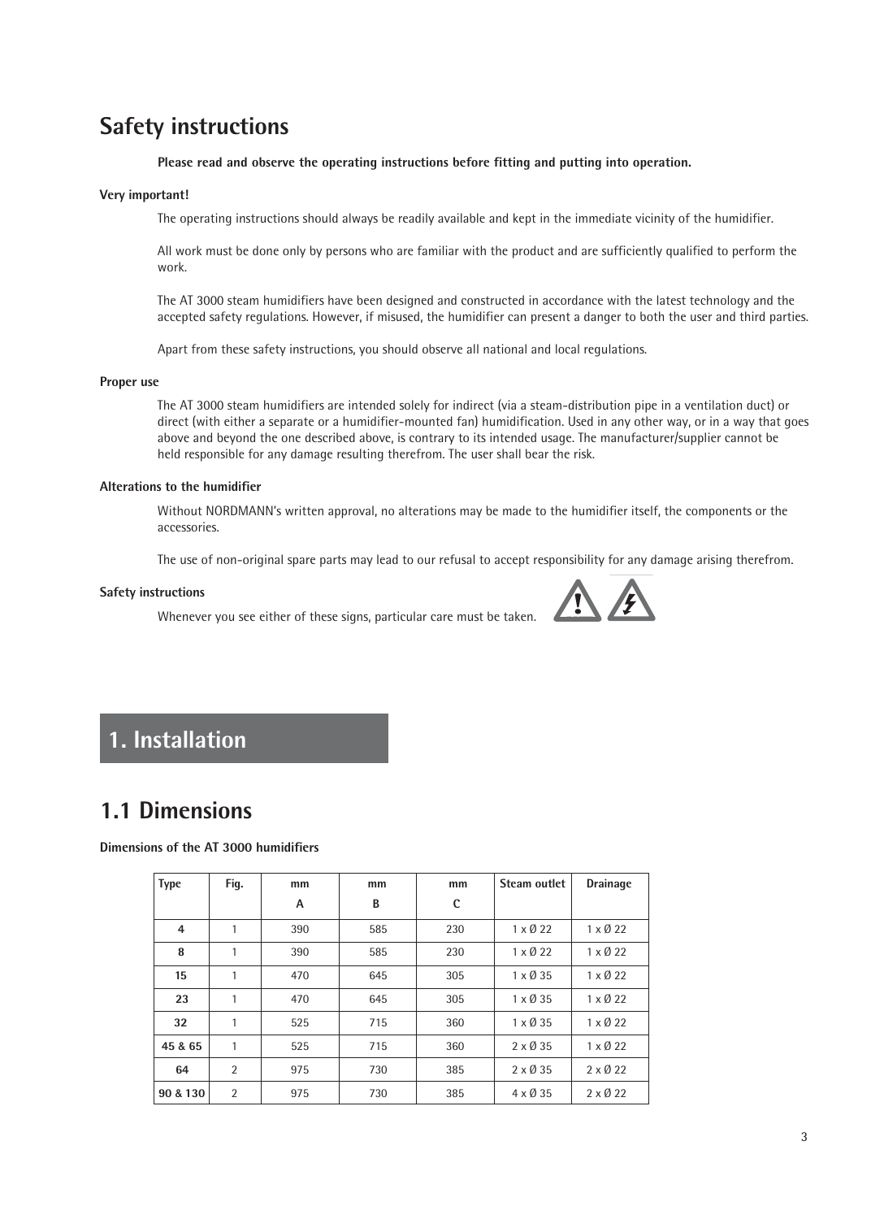# Safety instructions

**Please read and observe the operating instructions before fitting and putting into operation.**

**Very important!**

The operating instructions should always be readily available and kept in the immediate vicinity of the humidifier.

All work must be done only by persons who are familiar with the product and are sufficiently qualified to perform the work.

The AT 3000 steam humidifiers have been designed and constructed in accordance with the latest technology and the accepted safety regulations. However, if misused, the humidifier can present a danger to both the user and third parties.

Apart from these safety instructions, you should observe all national and local regulations.

**Proper use**

The AT 3000 steam humidifiers are intended solely for indirect (via a steam-distribution pipe in a ventilation duct) or direct (with either a separate or a humidifier-mounted fan) humidification. Used in any other way, or in a way that goes above and beyond the one described above, is contrary to its intended usage. The manufacturer/supplier cannot be held responsible for any damage resulting therefrom. The user shall bear the risk.

**Alterations to the humidifier**

Without NORDMANN's written approval, no alterations may be made to the humidifier itself, the components or the accessories.

The use of non-original spare parts may lead to our refusal to accept responsibility for any damage arising therefrom.

**Safety instructions**

Whenever you see either of these signs, particular care must be taken.

# 1. Installation

## 1.1 Dimensions

**Dimensions of the AT 3000 humidifiers**

| Type | Fig. | mm A | mm B | mm C | Steam outlet | Drainage |
|---|---|---|---|---|---|---|
| **4** | 1 | 390 | 585 | 230 | 1 x Ø 22 | 1 x Ø 22 |
| **8** | 1 | 390 | 585 | 230 | 1 x Ø 22 | 1 x Ø 22 |
| **15** | 1 | 470 | 645 | 305 | 1 x Ø 35 | 1 x Ø 22 |
| **23** | 1 | 470 | 645 | 305 | 1 x Ø 35 | 1 x Ø 22 |
| **32** | 1 | 525 | 715 | 360 | 1 x Ø 35 | 1 x Ø 22 |
| **45 & 65** | 1 | 525 | 715 | 360 | 2 x Ø 35 | 1 x Ø 22 |
| **64** | 2 | 975 | 730 | 385 | 2 x Ø 35 | 2 x Ø 22 |
| **90 & 130** | 2 | 975 | 730 | 385 | 4 x Ø 35 | 2 x Ø 22 |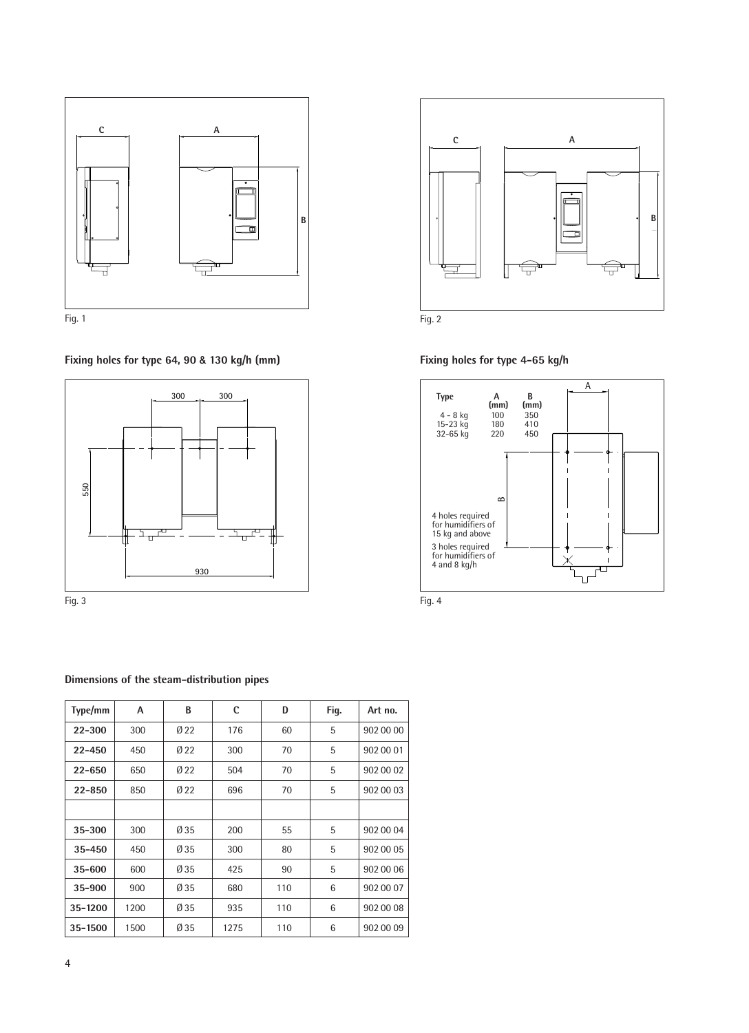Fig. 1

Fig. 2

**Fixing holes for type 64, 90 & 130 kg/h (mm)**

Fig. 3

**Fixing holes for type 4–65 kg/h**

| Type | A (mm) | B (mm) |
|---|---|---|
| 4 - 8 kg | 100 | 350 |
| 15–23 kg | 180 | 410 |
| 32–65 kg | 220 | 450 |

4 holes required for humidifiers of 15 kg and above

3 holes required for humidifiers of 4 and 8 kg/h

Fig. 4

**Dimensions of the steam-distribution pipes**

| Type/mm | A | B | C | D | Fig. | Art no. |
|---|---|---|---|---|---|---|
| 22–300 | 300 | Ø 22 | 176 | 60 | 5 | 902 00 00 |
| 22–450 | 450 | Ø 22 | 300 | 70 | 5 | 902 00 01 |
| 22–650 | 650 | Ø 22 | 504 | 70 | 5 | 902 00 02 |
| 22–850 | 850 | Ø 22 | 696 | 70 | 5 | 902 00 03 |
| | | | | | | |
| 35–300 | 300 | Ø 35 | 200 | 55 | 5 | 902 00 04 |
| 35–450 | 450 | Ø 35 | 300 | 80 | 5 | 902 00 05 |
| 35–600 | 600 | Ø 35 | 425 | 90 | 5 | 902 00 06 |
| 35–900 | 900 | Ø 35 | 680 | 110 | 6 | 902 00 07 |
| 35–1200 | 1200 | Ø 35 | 935 | 110 | 6 | 902 00 08 |
| 35–1500 | 1500 | Ø 35 | 1275 | 110 | 6 | 902 00 09 |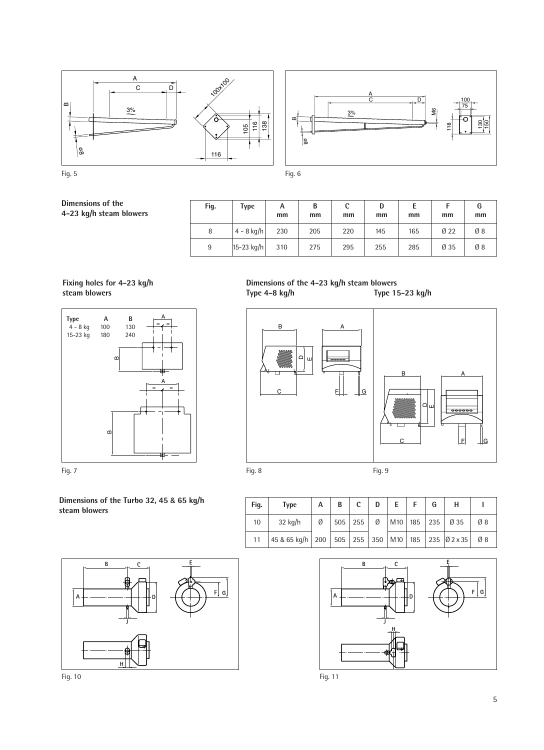Fig. 5

Fig. 6

**Dimensions of the 4–23 kg/h steam blowers**

| Fig. | Type | A mm | B mm | C mm | D mm | E mm | F mm | G mm |
|---|---|---|---|---|---|---|---|---|
| 8 | 4 - 8 kg/h | 230 | 205 | 220 | 145 | 165 | Ø 22 | Ø 8 |
| 9 | 15-23 kg/h | 310 | 275 | 295 | 255 | 285 | Ø 35 | Ø 8 |

**Fixing holes for 4–23 kg/h steam blowers**

| Type | A | B |
|---|---|---|
| 4 - 8 kg | 100 | 130 |
| 15-23 kg | 180 | 240 |

Fig. 7

**Dimensions of the 4–23 kg/h steam blowers**
**Type 4–8 kg/h** **Type 15–23 kg/h**

Fig. 8

Fig. 9

**Dimensions of the Turbo 32, 45 & 65 kg/h steam blowers**

| Fig. | Type | A | B | C | D | E | F | G | H | I |
|---|---|---|---|---|---|---|---|---|---|---|
| 10 | 32 kg/h | Ø | 505 | 255 | Ø | M10 | 185 | 235 | Ø 35 | Ø 8 |
| 11 | 45 & 65 kg/h | 200 | 505 | 255 | 350 | M10 | 185 | 235 | Ø 2 x 35 | Ø 8 |

Fig. 10

Fig. 11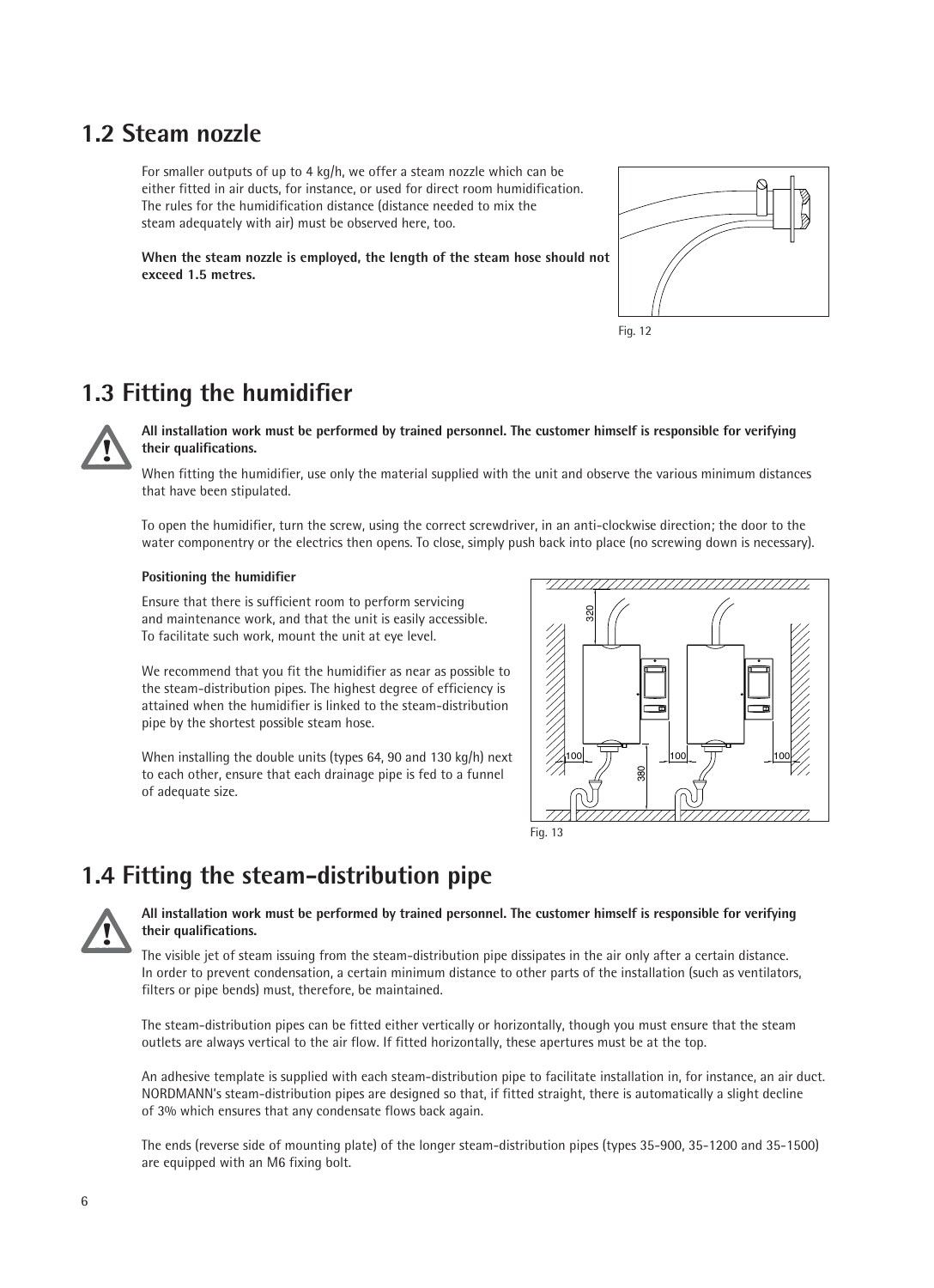## 1.2 Steam nozzle

For smaller outputs of up to 4 kg/h, we offer a steam nozzle which can be either fitted in air ducts, for instance, or used for direct room humidification. The rules for the humidification distance (distance needed to mix the steam adequately with air) must be observed here, too.

**When the steam nozzle is employed, the length of the steam hose should not exceed 1.5 metres.**

Fig. 12

## 1.3 Fitting the humidifier

**All installation work must be performed by trained personnel. The customer himself is responsible for verifying their qualifications.**

When fitting the humidifier, use only the material supplied with the unit and observe the various minimum distances that have been stipulated.

To open the humidifier, turn the screw, using the correct screwdriver, in an anti-clockwise direction; the door to the water componentry or the electrics then opens. To close, simply push back into place (no screwing down is necessary).

**Positioning the humidifier**

Ensure that there is sufficient room to perform servicing and maintenance work, and that the unit is easily accessible. To facilitate such work, mount the unit at eye level.

We recommend that you fit the humidifier as near as possible to the steam-distribution pipes. The highest degree of efficiency is attained when the humidifier is linked to the steam-distribution pipe by the shortest possible steam hose.

When installing the double units (types 64, 90 and 130 kg/h) next to each other, ensure that each drainage pipe is fed to a funnel of adequate size.

Fig. 13

## 1.4 Fitting the steam-distribution pipe

**All installation work must be performed by trained personnel. The customer himself is responsible for verifying their qualifications.**

The visible jet of steam issuing from the steam-distribution pipe dissipates in the air only after a certain distance. In order to prevent condensation, a certain minimum distance to other parts of the installation (such as ventilators, filters or pipe bends) must, therefore, be maintained.

The steam-distribution pipes can be fitted either vertically or horizontally, though you must ensure that the steam outlets are always vertical to the air flow. If fitted horizontally, these apertures must be at the top.

An adhesive template is supplied with each steam-distribution pipe to facilitate installation in, for instance, an air duct. NORDMANN's steam-distribution pipes are designed so that, if fitted straight, there is automatically a slight decline of 3% which ensures that any condensate flows back again.

The ends (reverse side of mounting plate) of the longer steam-distribution pipes (types 35-900, 35-1200 and 35-1500) are equipped with an M6 fixing bolt.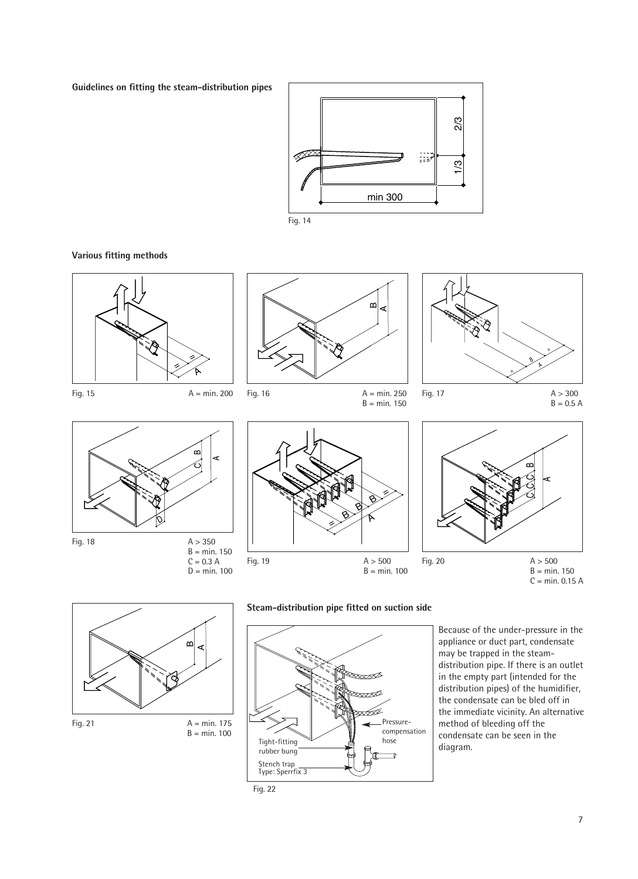**Guidelines on fitting the steam-distribution pipes**

Fig. 14

**Various fitting methods**

Fig. 15 A = min. 200

Fig. 16 A = min. 250
B = min. 150

Fig. 17 A > 300
B = 0.5 A

Fig. 18 A > 350
B = min. 150
C = 0.3 A
D = min. 100

Fig. 19 A > 500
B = min. 100

Fig. 20 A > 500
B = min. 150
C = min. 0.15 A

Fig. 21 A = min. 175
B = min. 100

**Steam-distribution pipe fitted on suction side**

Fig. 22

Because of the under-pressure in the appliance or duct part, condensate may be trapped in the steam-distribution pipe. If there is an outlet in the empty part (intended for the distribution pipes) of the humidifier, the condensate can be bled off in the immediate vicinity. An alternative method of bleeding off the condensate can be seen in the diagram.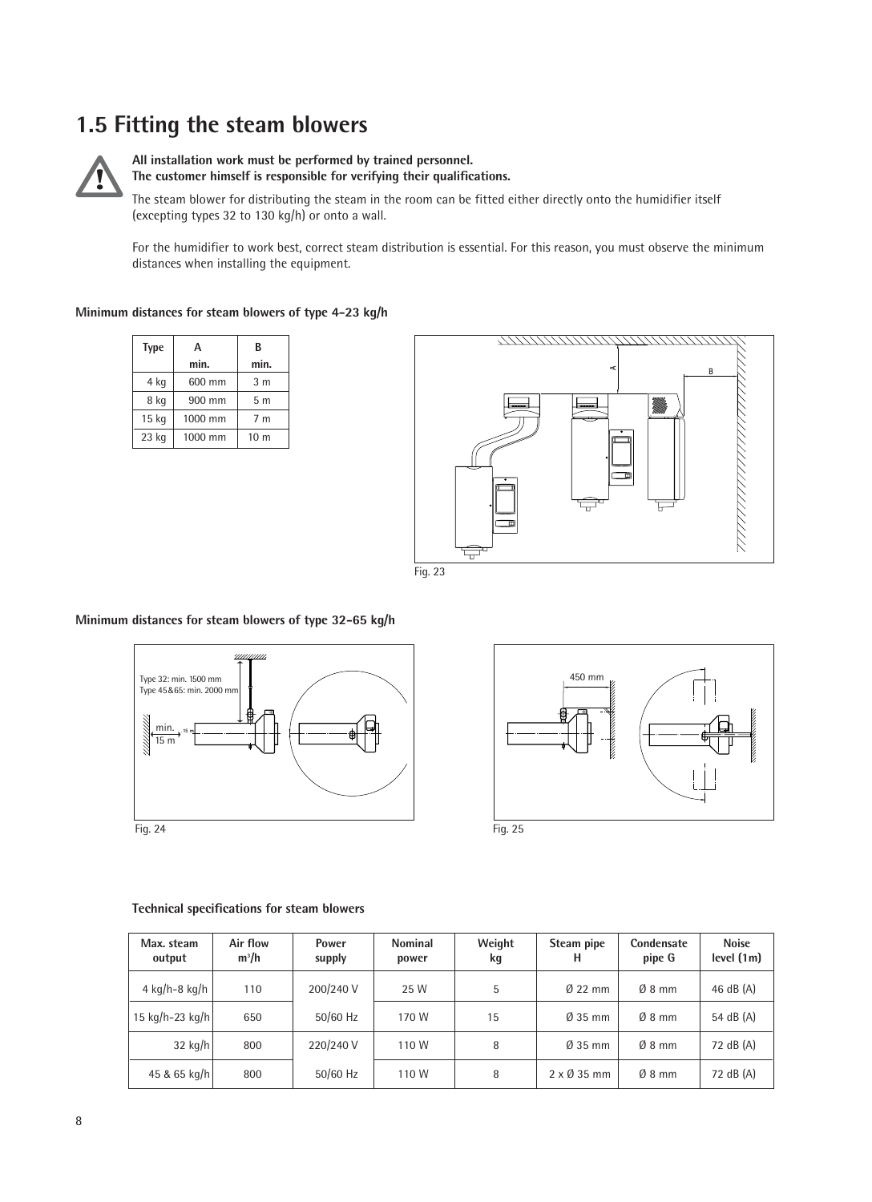# 1.5 Fitting the steam blowers

**All installation work must be performed by trained personnel.**
**The customer himself is responsible for verifying their qualifications.**

The steam blower for distributing the steam in the room can be fitted either directly onto the humidifier itself (excepting types 32 to 130 kg/h) or onto a wall.

For the humidifier to work best, correct steam distribution is essential. For this reason, you must observe the minimum distances when installing the equipment.

**Minimum distances for steam blowers of type 4–23 kg/h**

| Type | A min. | B min. |
|---|---|---|
| 4 kg | 600 mm | 3 m |
| 8 kg | 900 mm | 5 m |
| 15 kg | 1000 mm | 7 m |
| 23 kg | 1000 mm | 10 m |

Fig. 23

**Minimum distances for steam blowers of type 32-65 kg/h**

Type 32: min. 1500 mm
Type 45&65: min. 2000 mm
min. 15 m

Fig. 24

450 mm

Fig. 25

**Technical specifications for steam blowers**

| Max. steam output | Air flow $m^3/h$ | Power supply | Nominal power | Weight kg | Steam pipe H | Condensate pipe G | Noise level (1m) |
|---|---|---|---|---|---|---|---|
| 4 kg/h-8 kg/h | 110 | 200/240 V | 25 W | 5 | Ø 22 mm | Ø 8 mm | 46 dB (A) |
| 15 kg/h-23 kg/h | 650 | 50/60 Hz | 170 W | 15 | Ø 35 mm | Ø 8 mm | 54 dB (A) |
| 32 kg/h | 800 | 220/240 V | 110 W | 8 | Ø 35 mm | Ø 8 mm | 72 dB (A) |
| 45 & 65 kg/h | 800 | 50/60 Hz | 110 W | 8 | 2 x Ø 35 mm | Ø 8 mm | 72 dB (A) |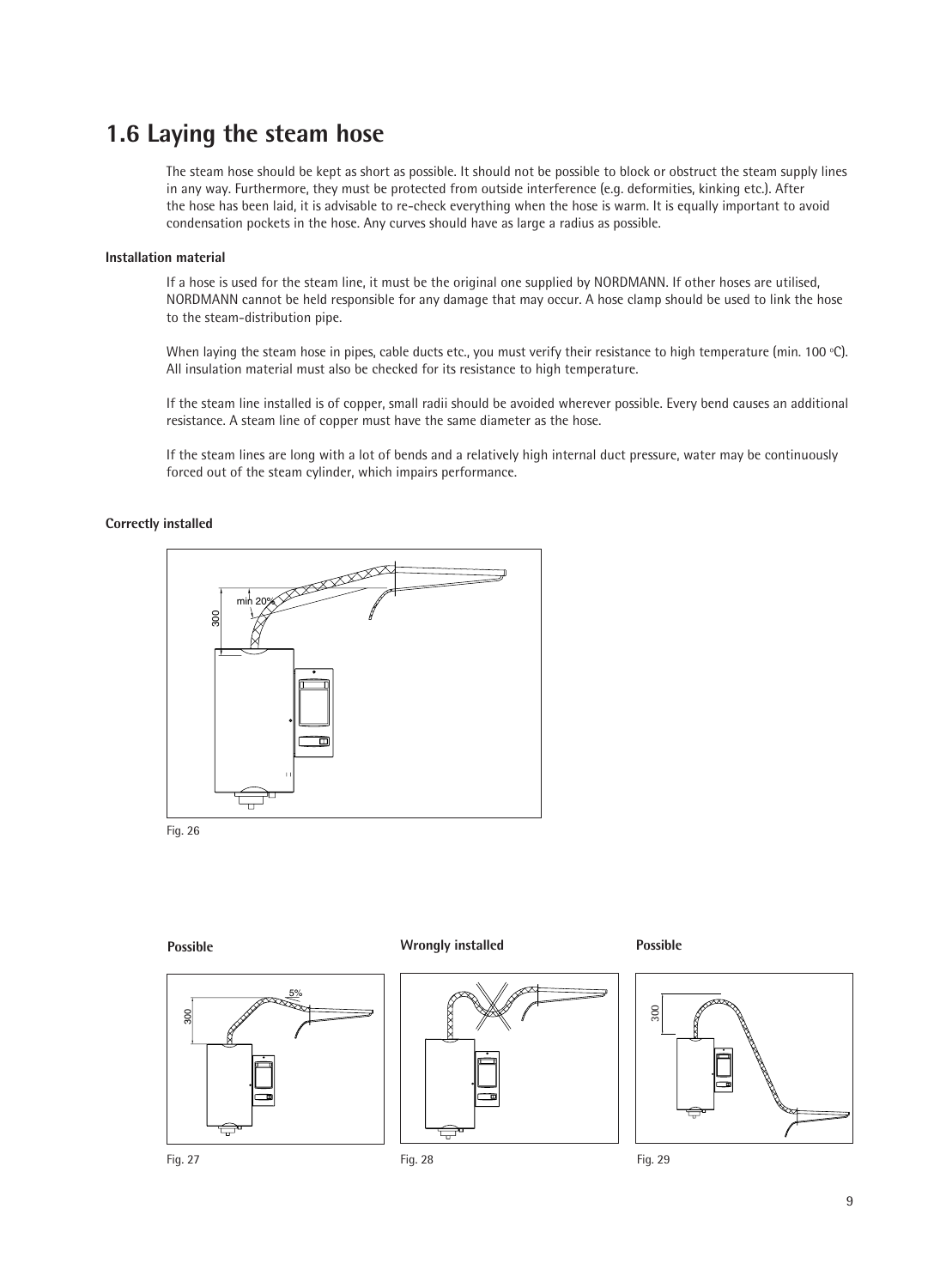## 1.6 Laying the steam hose

The steam hose should be kept as short as possible. It should not be possible to block or obstruct the steam supply lines in any way. Furthermore, they must be protected from outside interference (e.g. deformities, kinking etc.). After the hose has been laid, it is advisable to re-check everything when the hose is warm. It is equally important to avoid condensation pockets in the hose. Any curves should have as large a radius as possible.

### Installation material

If a hose is used for the steam line, it must be the original one supplied by NORDMANN. If other hoses are utilised, NORDMANN cannot be held responsible for any damage that may occur. A hose clamp should be used to link the hose to the steam-distribution pipe.

When laying the steam hose in pipes, cable ducts etc., you must verify their resistance to high temperature (min. 100 °C). All insulation material must also be checked for its resistance to high temperature.

If the steam line installed is of copper, small radii should be avoided wherever possible. Every bend causes an additional resistance. A steam line of copper must have the same diameter as the hose.

If the steam lines are long with a lot of bends and a relatively high internal duct pressure, water may be continuously forced out of the steam cylinder, which impairs performance.

### Correctly installed

Fig. 26

**Possible**

Fig. 27

**Wrongly installed**

Fig. 28

**Possible**

Fig. 29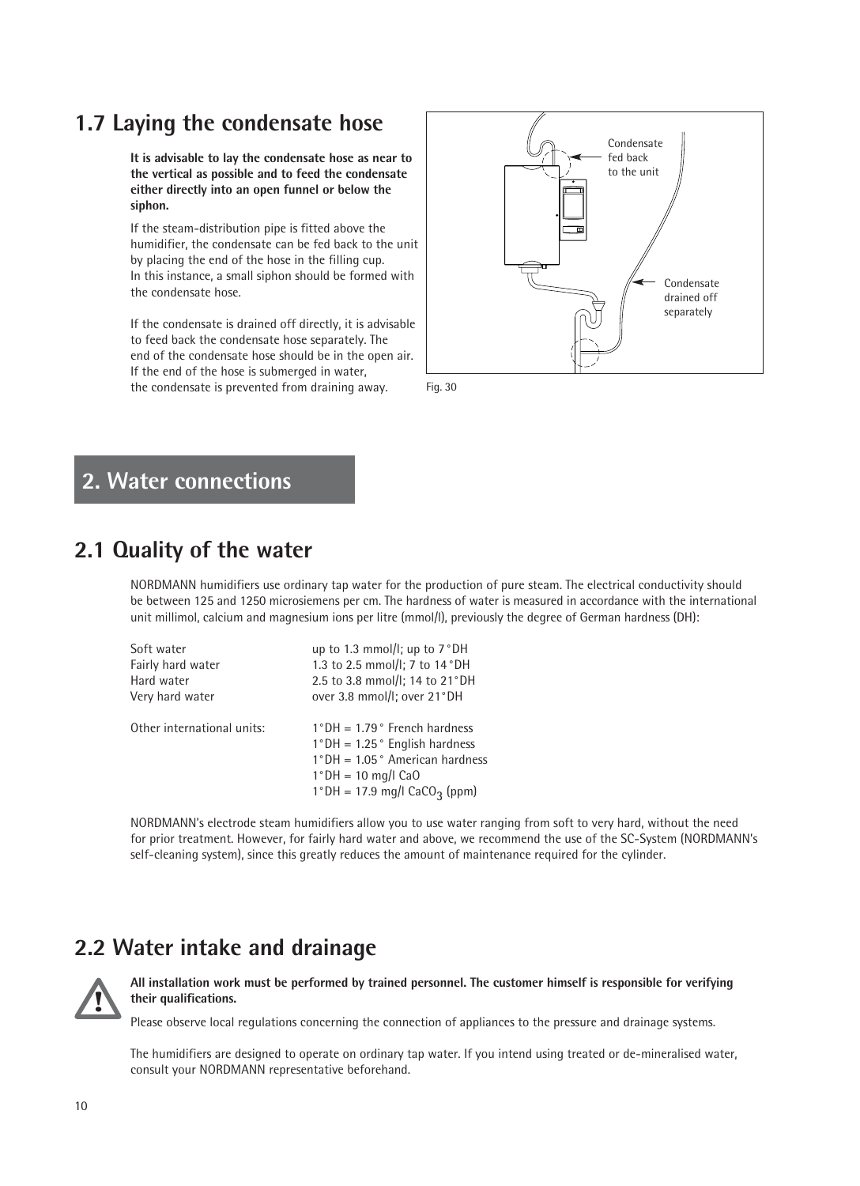## 1.7 Laying the condensate hose

**It is advisable to lay the condensate hose as near to the vertical as possible and to feed the condensate either directly into an open funnel or below the siphon.**

If the steam-distribution pipe is fitted above the humidifier, the condensate can be fed back to the unit by placing the end of the hose in the filling cup. In this instance, a small siphon should be formed with the condensate hose.

If the condensate is drained off directly, it is advisable to feed back the condensate hose separately. The end of the condensate hose should be in the open air. If the end of the hose is submerged in water, the condensate is prevented from draining away.

Condensate fed back to the unit

Condensate drained off separately

Fig. 30

# 2. Water connections

## 2.1 Quality of the water

NORDMANN humidifiers use ordinary tap water for the production of pure steam. The electrical conductivity should be between 125 and 1250 microsiemens per cm. The hardness of water is measured in accordance with the international unit millimol, calcium and magnesium ions per litre (mmol/l), previously the degree of German hardness (DH):

| | |
|---|---|
| Soft water | up to 1.3 mmol/l; up to 7°DH |
| Fairly hard water | 1.3 to 2.5 mmol/l; 7 to 14°DH |
| Hard water | 2.5 to 3.8 mmol/l; 14 to 21°DH |
| Very hard water | over 3.8 mmol/l; over 21°DH |
| | |
| Other international units: | 1°DH = 1.79° French hardness |
| | 1°DH = 1.25° English hardness |
| | 1°DH = 1.05° American hardness |
| | 1°DH = 10 mg/l CaO |
| | 1°DH = 17.9 mg/l $CaCO_3$ (ppm) |

NORDMANN's electrode steam humidifiers allow you to use water ranging from soft to very hard, without the need for prior treatment. However, for fairly hard water and above, we recommend the use of the SC-System (NORDMANN's self-cleaning system), since this greatly reduces the amount of maintenance required for the cylinder.

## 2.2 Water intake and drainage

**All installation work must be performed by trained personnel. The customer himself is responsible for verifying their qualifications.**

Please observe local regulations concerning the connection of appliances to the pressure and drainage systems.

The humidifiers are designed to operate on ordinary tap water. If you intend using treated or de-mineralised water, consult your NORDMANN representative beforehand.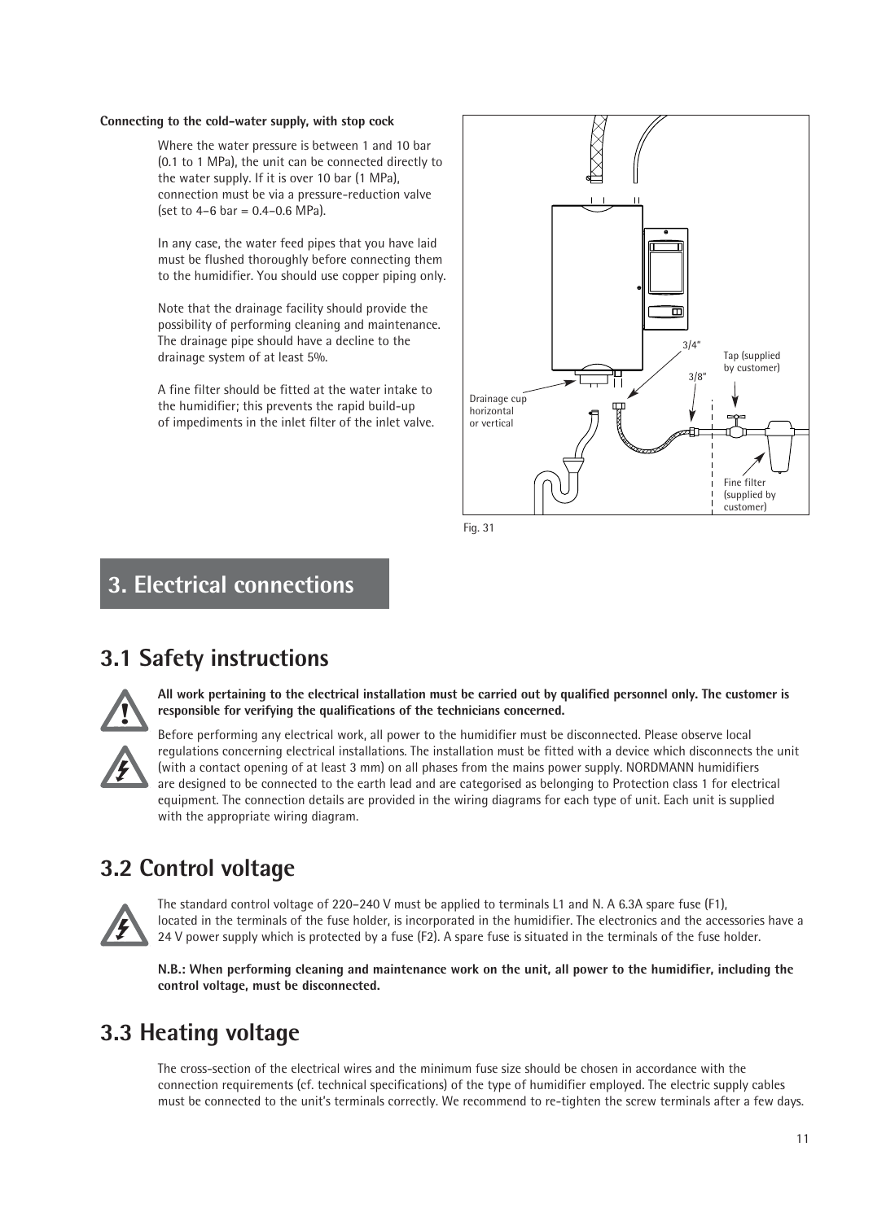**Connecting to the cold-water supply, with stop cock**

Where the water pressure is between 1 and 10 bar (0.1 to 1 MPa), the unit can be connected directly to the water supply. If it is over 10 bar (1 MPa), connection must be via a pressure-reduction valve (set to 4–6 bar = 0.4–0.6 MPa).

In any case, the water feed pipes that you have laid must be flushed thoroughly before connecting them to the humidifier. You should use copper piping only.

Note that the drainage facility should provide the possibility of performing cleaning and maintenance. The drainage pipe should have a decline to the drainage system of at least 5%.

A fine filter should be fitted at the water intake to the humidifier; this prevents the rapid build-up of impediments in the inlet filter of the inlet valve.

Drainage cup horizontal or vertical

3/4"

3/8"

Tap (supplied by customer)

Fine filter (supplied by customer)

Fig. 31

# 3. Electrical connections

## 3.1 Safety instructions

**All work pertaining to the electrical installation must be carried out by qualified personnel only. The customer is responsible for verifying the qualifications of the technicians concerned.**

Before performing any electrical work, all power to the humidifier must be disconnected. Please observe local regulations concerning electrical installations. The installation must be fitted with a device which disconnects the unit (with a contact opening of at least 3 mm) on all phases from the mains power supply. NORDMANN humidifiers are designed to be connected to the earth lead and are categorised as belonging to Protection class 1 for electrical equipment. The connection details are provided in the wiring diagrams for each type of unit. Each unit is supplied with the appropriate wiring diagram.

## 3.2 Control voltage

The standard control voltage of 220–240 V must be applied to terminals L1 and N. A 6.3A spare fuse (F1), located in the terminals of the fuse holder, is incorporated in the humidifier. The electronics and the accessories have a 24 V power supply which is protected by a fuse (F2). A spare fuse is situated in the terminals of the fuse holder.

**N.B.: When performing cleaning and maintenance work on the unit, all power to the humidifier, including the control voltage, must be disconnected.**

## 3.3 Heating voltage

The cross-section of the electrical wires and the minimum fuse size should be chosen in accordance with the connection requirements (cf. technical specifications) of the type of humidifier employed. The electric supply cables must be connected to the unit's terminals correctly. We recommend to re-tighten the screw terminals after a few days.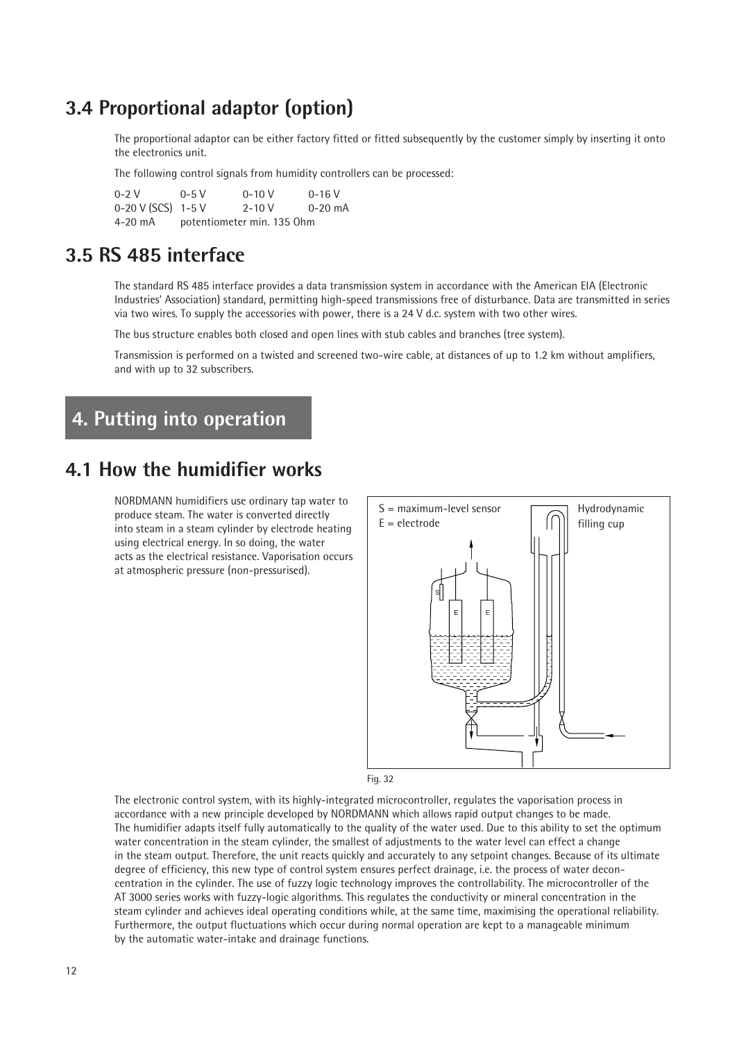## 3.4 Proportional adaptor (option)

The proportional adaptor can be either factory fitted or fitted subsequently by the customer simply by inserting it onto the electronics unit.

The following control signals from humidity controllers can be processed:

| | | | |
|---|---|---|---|
| 0-2 V | 0-5 V | 0-10 V | 0-16 V |
| 0-20 V (SCS) | 1-5 V | 2-10 V | 0-20 mA |
| 4-20 mA | potentiometer min. 135 Ohm | | |

## 3.5 RS 485 interface

The standard RS 485 interface provides a data transmission system in accordance with the American EIA (Electronic Industries' Association) standard, permitting high-speed transmissions free of disturbance. Data are transmitted in series via two wires. To supply the accessories with power, there is a 24 V d.c. system with two other wires.

The bus structure enables both closed and open lines with stub cables and branches (tree system).

Transmission is performed on a twisted and screened two-wire cable, at distances of up to 1.2 km without amplifiers, and with up to 32 subscribers.

# 4. Putting into operation

## 4.1 How the humidifier works

NORDMANN humidifiers use ordinary tap water to produce steam. The water is converted directly into steam in a steam cylinder by electrode heating using electrical energy. In so doing, the water acts as the electrical resistance. Vaporisation occurs at atmospheric pressure (non-pressurised).

S = maximum-level sensor
E = electrode

Hydrodynamic filling cup

Fig. 32

The electronic control system, with its highly-integrated microcontroller, regulates the vaporisation process in accordance with a new principle developed by NORDMANN which allows rapid output changes to be made. The humidifier adapts itself fully automatically to the quality of the water used. Due to this ability to set the optimum water concentration in the steam cylinder, the smallest of adjustments to the water level can effect a change in the steam output. Therefore, the unit reacts quickly and accurately to any setpoint changes. Because of its ultimate degree of efficiency, this new type of control system ensures perfect drainage, i.e. the process of water deconcentration in the cylinder. The use of fuzzy logic technology improves the controllability. The microcontroller of the AT 3000 series works with fuzzy-logic algorithms. This regulates the conductivity or mineral concentration in the steam cylinder and achieves ideal operating conditions while, at the same time, maximising the operational reliability. Furthermore, the output fluctuations which occur during normal operation are kept to a manageable minimum by the automatic water-intake and drainage functions.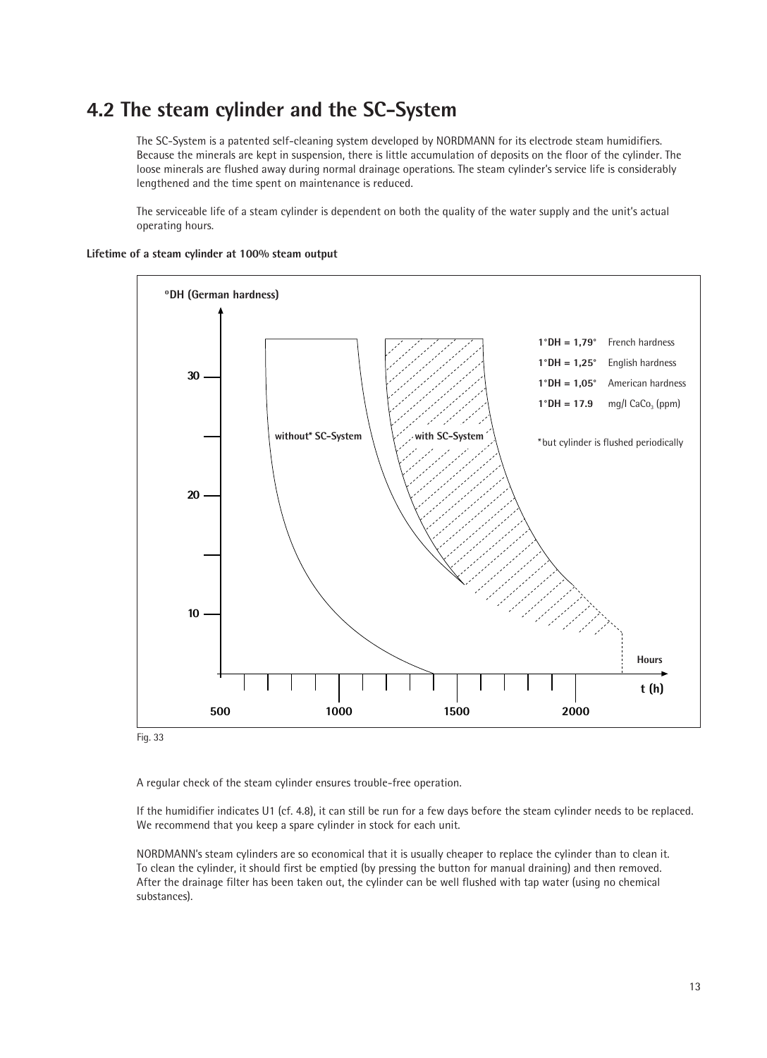## 4.2 The steam cylinder and the SC-System

The SC-System is a patented self-cleaning system developed by NORDMANN for its electrode steam humidifiers. Because the minerals are kept in suspension, there is little accumulation of deposits on the floor of the cylinder. The loose minerals are flushed away during normal drainage operations. The steam cylinder's service life is considerably lengthened and the time spent on maintenance is reduced.

The serviceable life of a steam cylinder is dependent on both the quality of the water supply and the unit's actual operating hours.

**Lifetime of a steam cylinder at 100% steam output**

**°DH (German hardness)**

30

20

10

**without* SC-System**

**with SC-System**

| | |
|---|---|
| **1°DH = 1,79°** | French hardness |
| **1°DH = 1,25°** | English hardness |
| **1°DH = 1,05°** | American hardness |
| **1°DH = 17.9** | mg/l $CaCo_3$ (ppm) |

*but cylinder is flushed periodically

**Hours**

**t (h)**

500 1000 1500 2000

Fig. 33

A regular check of the steam cylinder ensures trouble-free operation.

If the humidifier indicates U1 (cf. 4.8), it can still be run for a few days before the steam cylinder needs to be replaced. We recommend that you keep a spare cylinder in stock for each unit.

NORDMANN's steam cylinders are so economical that it is usually cheaper to replace the cylinder than to clean it. To clean the cylinder, it should first be emptied (by pressing the button for manual draining) and then removed. After the drainage filter has been taken out, the cylinder can be well flushed with tap water (using no chemical substances).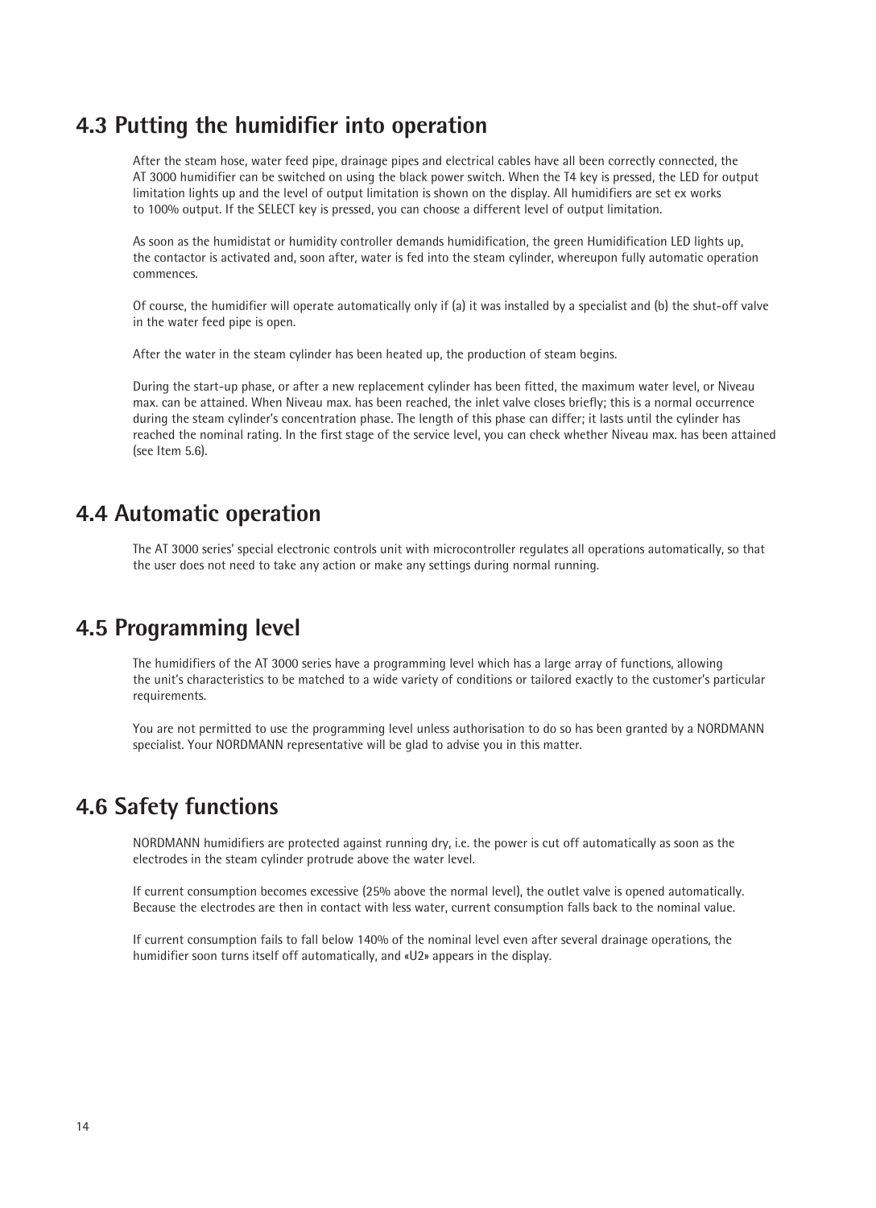## 4.3 Putting the humidifier into operation

After the steam hose, water feed pipe, drainage pipes and electrical cables have all been correctly connected, the AT 3000 humidifier can be switched on using the black power switch. When the T4 key is pressed, the LED for output limitation lights up and the level of output limitation is shown on the display. All humidifiers are set ex works to 100% output. If the SELECT key is pressed, you can choose a different level of output limitation.

As soon as the humidistat or humidity controller demands humidification, the green Humidification LED lights up, the contactor is activated and, soon after, water is fed into the steam cylinder, whereupon fully automatic operation commences.

Of course, the humidifier will operate automatically only if (a) it was installed by a specialist and (b) the shut-off valve in the water feed pipe is open.

After the water in the steam cylinder has been heated up, the production of steam begins.

During the start-up phase, or after a new replacement cylinder has been fitted, the maximum water level, or Niveau max. can be attained. When Niveau max. has been reached, the inlet valve closes briefly; this is a normal occurrence during the steam cylinder's concentration phase. The length of this phase can differ; it lasts until the cylinder has reached the nominal rating. In the first stage of the service level, you can check whether Niveau max. has been attained (see Item 5.6).

## 4.4 Automatic operation

The AT 3000 series' special electronic controls unit with microcontroller regulates all operations automatically, so that the user does not need to take any action or make any settings during normal running.

## 4.5 Programming level

The humidifiers of the AT 3000 series have a programming level which has a large array of functions, allowing the unit's characteristics to be matched to a wide variety of conditions or tailored exactly to the customer's particular requirements.

You are not permitted to use the programming level unless authorisation to do so has been granted by a NORDMANN specialist. Your NORDMANN representative will be glad to advise you in this matter.

## 4.6 Safety functions

NORDMANN humidifiers are protected against running dry, i.e. the power is cut off automatically as soon as the electrodes in the steam cylinder protrude above the water level.

If current consumption becomes excessive (25% above the normal level), the outlet valve is opened automatically. Because the electrodes are then in contact with less water, current consumption falls back to the nominal value.

If current consumption fails to fall below 140% of the nominal level even after several drainage operations, the humidifier soon turns itself off automatically, and «U2» appears in the display.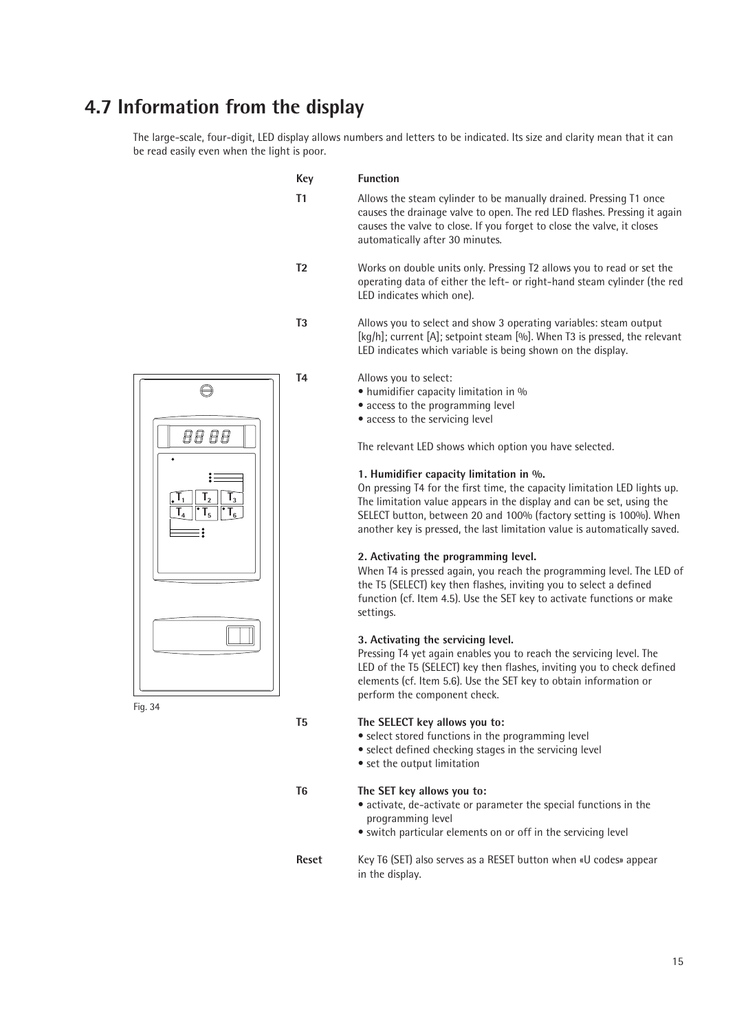# 4.7 Information from the display

The large-scale, four-digit, LED display allows numbers and letters to be indicated. Its size and clarity mean that it can be read easily even when the light is poor.

Fig. 34

| Key | Function |
|---|---|
| **T1** | Allows the steam cylinder to be manually drained. Pressing T1 once causes the drainage valve to open. The red LED flashes. Pressing it again causes the valve to close. If you forget to close the valve, it closes automatically after 30 minutes. |
| **T2** | Works on double units only. Pressing T2 allows you to read or set the operating data of either the left- or right-hand steam cylinder (the red LED indicates which one). |
| **T3** | Allows you to select and show 3 operating variables: steam output [kg/h]; current [A]; setpoint steam [%]. When T3 is pressed, the relevant LED indicates which variable is being shown on the display. |
| **T4** | Allows you to select: • humidifier capacity limitation in % • access to the programming level • access to the servicing level<br><br>The relevant LED shows which option you have selected.<br><br>**1. Humidifier capacity limitation in %.**<br>On pressing T4 for the first time, the capacity limitation LED lights up. The limitation value appears in the display and can be set, using the SELECT button, between 20 and 100% (factory setting is 100%). When another key is pressed, the last limitation value is automatically saved.<br><br>**2. Activating the programming level.**<br>When T4 is pressed again, you reach the programming level. The LED of the T5 (SELECT) key then flashes, inviting you to select a defined function (cf. Item 4.5). Use the SET key to activate functions or make settings.<br><br>**3. Activating the servicing level.**<br>Pressing T4 yet again enables you to reach the servicing level. The LED of the T5 (SELECT) key then flashes, inviting you to check defined elements (cf. Item 5.6). Use the SET key to obtain information or perform the component check. |
| **T5** | **The SELECT key allows you to:** • select stored functions in the programming level • select defined checking stages in the servicing level • set the output limitation |
| **T6** | **The SET key allows you to:** • activate, de-activate or parameter the special functions in the programming level • switch particular elements on or off in the servicing level |
| **Reset** | Key T6 (SET) also serves as a RESET button when «U codes» appear in the display. |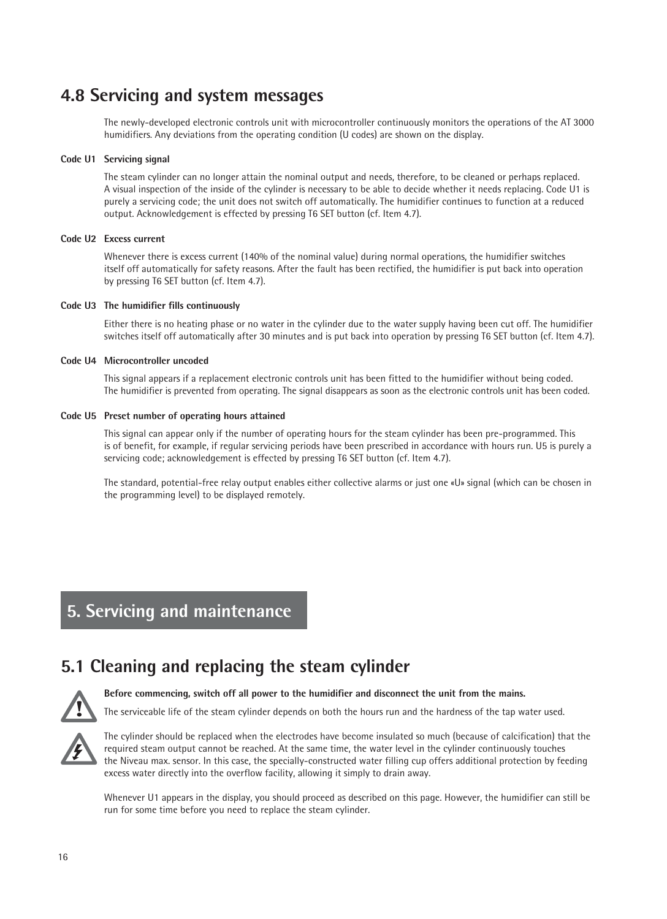## 4.8 Servicing and system messages

The newly-developed electronic controls unit with microcontroller continuously monitors the operations of the AT 3000 humidifiers. Any deviations from the operating condition (U codes) are shown on the display.

**Code U1 Servicing signal**

The steam cylinder can no longer attain the nominal output and needs, therefore, to be cleaned or perhaps replaced. A visual inspection of the inside of the cylinder is necessary to be able to decide whether it needs replacing. Code U1 is purely a servicing code; the unit does not switch off automatically. The humidifier continues to function at a reduced output. Acknowledgement is effected by pressing T6 SET button (cf. Item 4.7).

**Code U2 Excess current**

Whenever there is excess current (140% of the nominal value) during normal operations, the humidifier switches itself off automatically for safety reasons. After the fault has been rectified, the humidifier is put back into operation by pressing T6 SET button (cf. Item 4.7).

**Code U3 The humidifier fills continuously**

Either there is no heating phase or no water in the cylinder due to the water supply having been cut off. The humidifier switches itself off automatically after 30 minutes and is put back into operation by pressing T6 SET button (cf. Item 4.7).

**Code U4 Microcontroller uncoded**

This signal appears if a replacement electronic controls unit has been fitted to the humidifier without being coded. The humidifier is prevented from operating. The signal disappears as soon as the electronic controls unit has been coded.

**Code U5 Preset number of operating hours attained**

This signal can appear only if the number of operating hours for the steam cylinder has been pre-programmed. This is of benefit, for example, if regular servicing periods have been prescribed in accordance with hours run. U5 is purely a servicing code; acknowledgement is effected by pressing T6 SET button (cf. Item 4.7).

The standard, potential-free relay output enables either collective alarms or just one «U» signal (which can be chosen in the programming level) to be displayed remotely.

# 5. Servicing and maintenance

## 5.1 Cleaning and replacing the steam cylinder

**Before commencing, switch off all power to the humidifier and disconnect the unit from the mains.**

The serviceable life of the steam cylinder depends on both the hours run and the hardness of the tap water used.

The cylinder should be replaced when the electrodes have become insulated so much (because of calcification) that the required steam output cannot be reached. At the same time, the water level in the cylinder continuously touches the Niveau max. sensor. In this case, the specially-constructed water filling cup offers additional protection by feeding excess water directly into the overflow facility, allowing it simply to drain away.

Whenever U1 appears in the display, you should proceed as described on this page. However, the humidifier can still be run for some time before you need to replace the steam cylinder.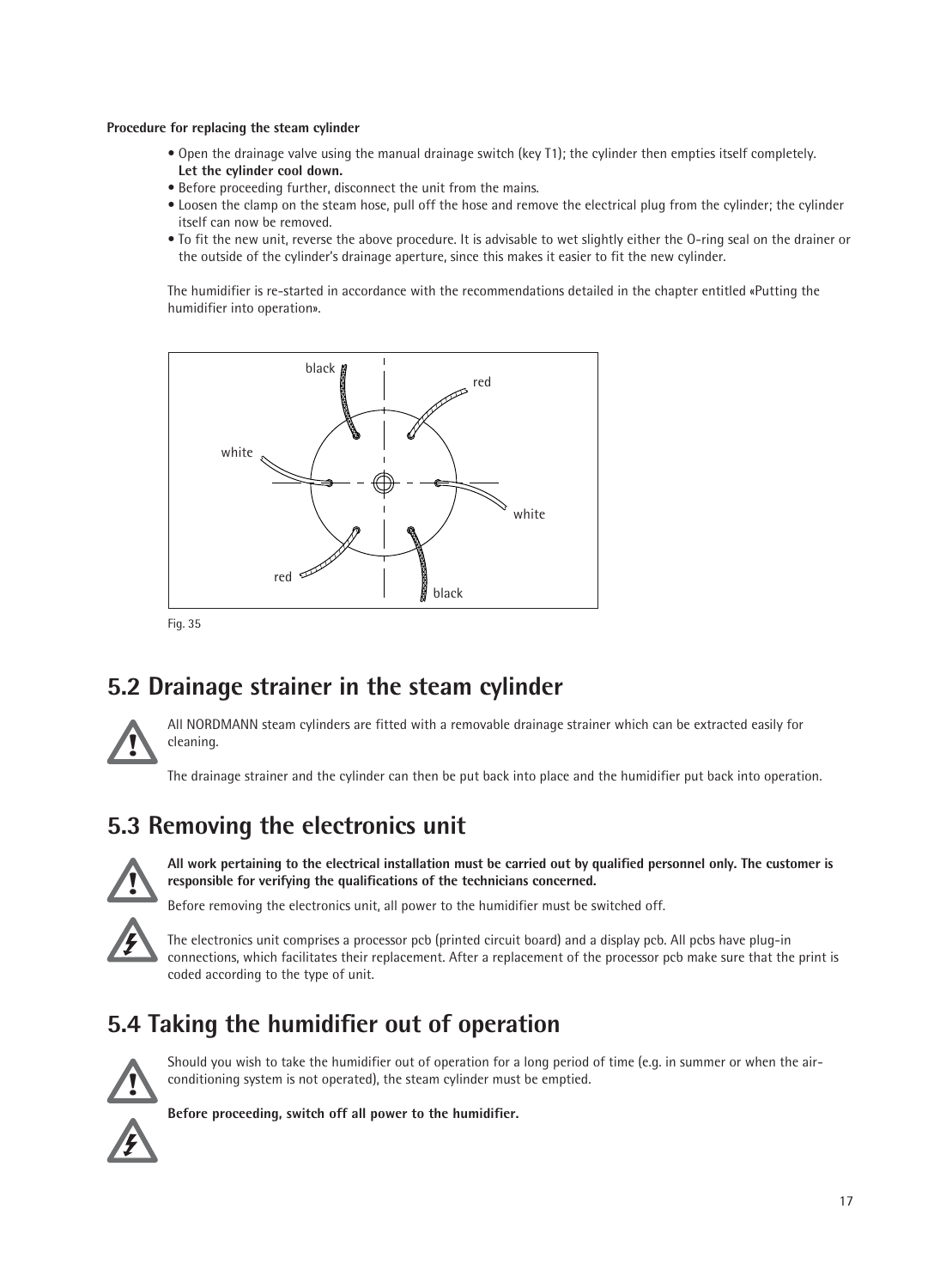**Procedure for replacing the steam cylinder**

- Open the drainage valve using the manual drainage switch (key T1); the cylinder then empties itself completely. **Let the cylinder cool down.**
- Before proceeding further, disconnect the unit from the mains.
- Loosen the clamp on the steam hose, pull off the hose and remove the electrical plug from the cylinder; the cylinder itself can now be removed.
- To fit the new unit, reverse the above procedure. It is advisable to wet slightly either the O-ring seal on the drainer or the outside of the cylinder's drainage aperture, since this makes it easier to fit the new cylinder.

The humidifier is re-started in accordance with the recommendations detailed in the chapter entitled «Putting the humidifier into operation».

black, red, white, white, red, black

Fig. 35

## 5.2 Drainage strainer in the steam cylinder

All NORDMANN steam cylinders are fitted with a removable drainage strainer which can be extracted easily for cleaning.

The drainage strainer and the cylinder can then be put back into place and the humidifier put back into operation.

## 5.3 Removing the electronics unit

**All work pertaining to the electrical installation must be carried out by qualified personnel only. The customer is responsible for verifying the qualifications of the technicians concerned.**

Before removing the electronics unit, all power to the humidifier must be switched off.

The electronics unit comprises a processor pcb (printed circuit board) and a display pcb. All pcbs have plug-in connections, which facilitates their replacement. After a replacement of the processor pcb make sure that the print is coded according to the type of unit.

## 5.4 Taking the humidifier out of operation

Should you wish to take the humidifier out of operation for a long period of time (e.g. in summer or when the air-conditioning system is not operated), the steam cylinder must be emptied.

**Before proceeding, switch off all power to the humidifier.**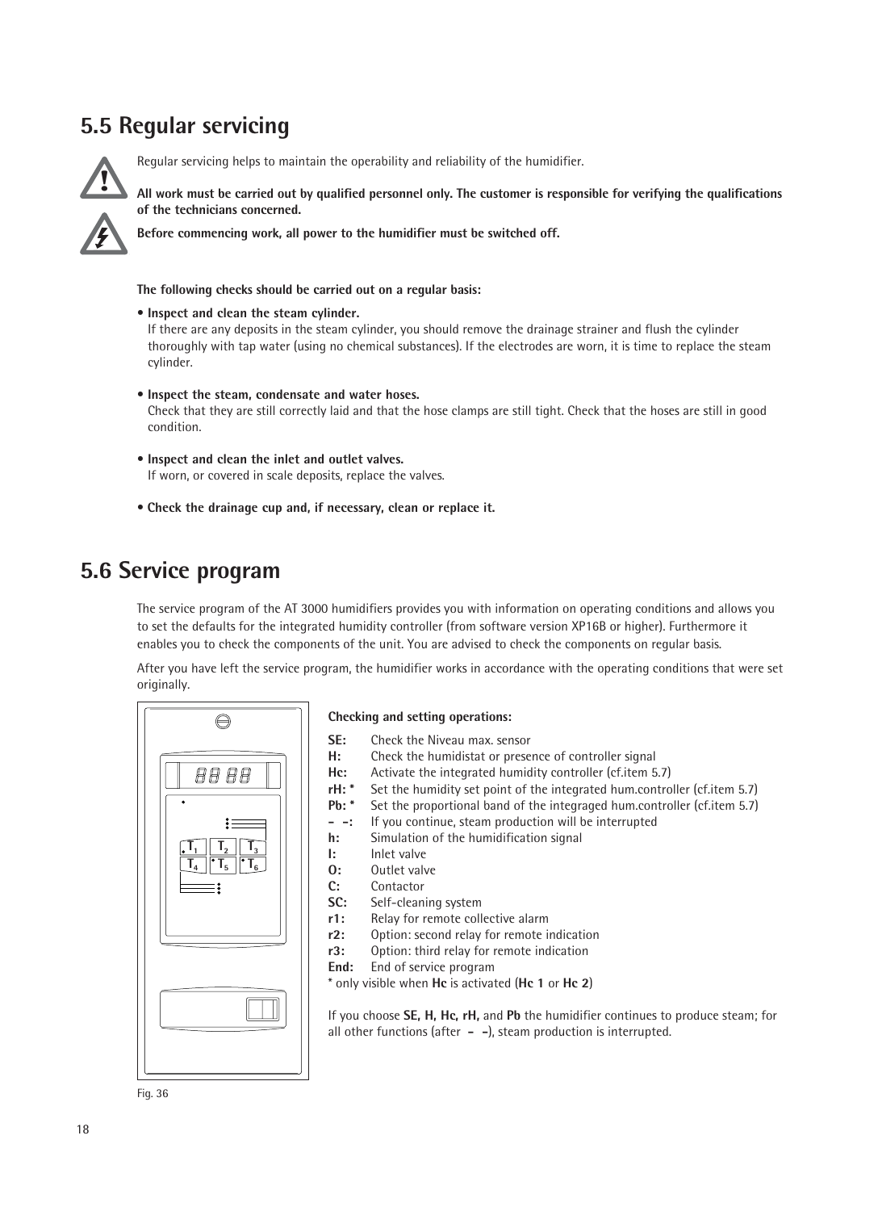## 5.5 Regular servicing

Regular servicing helps to maintain the operability and reliability of the humidifier.

**All work must be carried out by qualified personnel only. The customer is responsible for verifying the qualifications of the technicians concerned.**

**Before commencing work, all power to the humidifier must be switched off.**

**The following checks should be carried out on a regular basis:**

- **Inspect and clean the steam cylinder.**
  If there are any deposits in the steam cylinder, you should remove the drainage strainer and flush the cylinder thoroughly with tap water (using no chemical substances). If the electrodes are worn, it is time to replace the steam cylinder.

- **Inspect the steam, condensate and water hoses.**
  Check that they are still correctly laid and that the hose clamps are still tight. Check that the hoses are still in good condition.

- **Inspect and clean the inlet and outlet valves.**
  If worn, or covered in scale deposits, replace the valves.

- **Check the drainage cup and, if necessary, clean or replace it.**

## 5.6 Service program

The service program of the AT 3000 humidifiers provides you with information on operating conditions and allows you to set the defaults for the integrated humidity controller (from software version XP16B or higher). Furthermore it enables you to check the components of the unit. You are advised to check the components on regular basis.

After you have left the service program, the humidifier works in accordance with the operating conditions that were set originally.

Fig. 36

**Checking and setting operations:**

**SE:** Check the Niveau max. sensor
**H:** Check the humidistat or presence of controller signal
**Hc:** Activate the integrated humidity controller (cf.item 5.7)
**rH: *** Set the humidity set point of the integrated hum.controller (cf.item 5.7)
**Pb: *** Set the proportional band of the integraged hum.controller (cf.item 5.7)
**- -:** If you continue, steam production will be interrupted
**h:** Simulation of the humidification signal
**I:** Inlet valve
**O:** Outlet valve
**C:** Contactor
**SC:** Self-cleaning system
**r1:** Relay for remote collective alarm
**r2:** Option: second relay for remote indication
**r3:** Option: third relay for remote indication
**End:** End of service program
* only visible when **Hc** is activated (**Hc 1** or **Hc 2**)

If you choose **SE, H, Hc, rH,** and **Pb** the humidifier continues to produce steam; for all other functions (after **- -**), steam production is interrupted.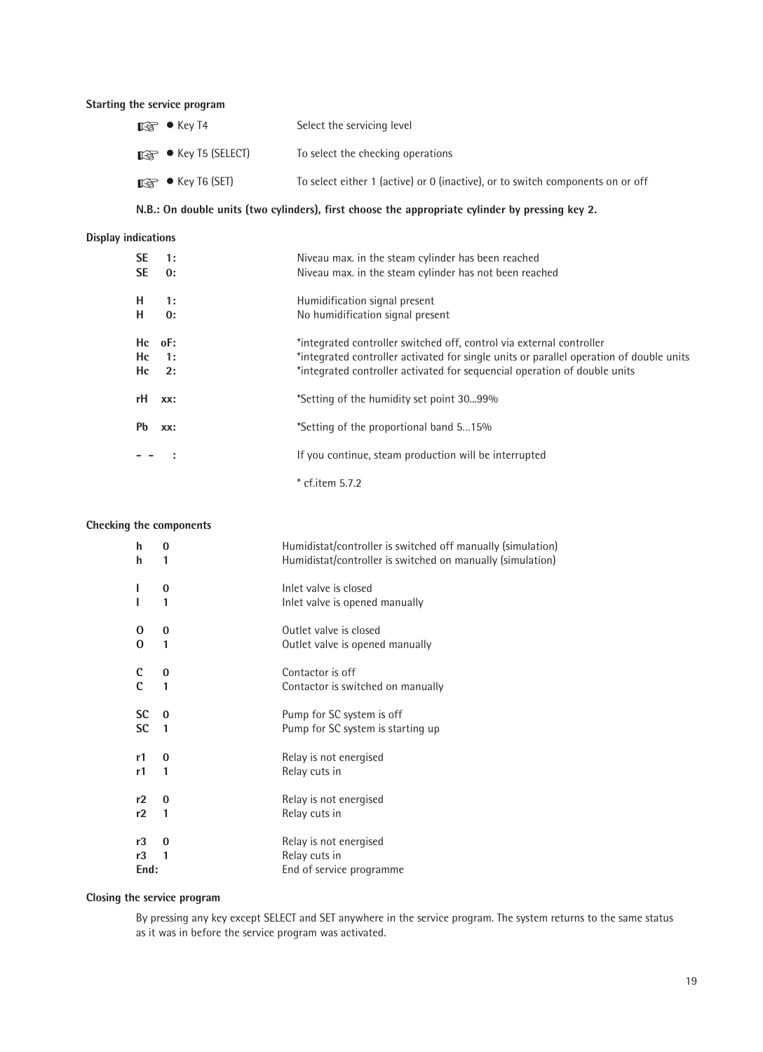**Starting the service program**

- ☞ ● Key T4 — Select the servicing level
- ☞ ● Key T5 (SELECT) — To select the checking operations
- ☞ ● Key T6 (SET) — To select either 1 (active) or 0 (inactive), or to switch components on or off

**N.B.: On double units (two cylinders), first choose the appropriate cylinder by pressing key 2.**

**Display indications**

| | |
|---|---|
| **SE 1:** | Niveau max. in the steam cylinder has been reached |
| **SE 0:** | Niveau max. in the steam cylinder has not been reached |
| **H 1:** | Humidification signal present |
| **H 0:** | No humidification signal present |
| **Hc oF:** | *integrated controller switched off, control via external controller |
| **Hc 1:** | *integrated controller activated for single units or parallel operation of double units |
| **Hc 2:** | *integrated controller activated for sequencial operation of double units |
| **rH xx:** | *Setting of the humidity set point 30...99% |
| **Pb xx:** | *Setting of the proportional band 5...15% |
| **- - :** | If you continue, steam production will be interrupted |

\* cf.item 5.7.2

**Checking the components**

| | |
|---|---|
| **h 0** | Humidistat/controller is switched off manually (simulation) |
| **h 1** | Humidistat/controller is switched on manually (simulation) |
| **I 0** | Inlet valve is closed |
| **I 1** | Inlet valve is opened manually |
| **O 0** | Outlet valve is closed |
| **O 1** | Outlet valve is opened manually |
| **C 0** | Contactor is off |
| **C 1** | Contactor is switched on manually |
| **SC 0** | Pump for SC system is off |
| **SC 1** | Pump for SC system is starting up |
| **r1 0** | Relay is not energised |
| **r1 1** | Relay cuts in |
| **r2 0** | Relay is not energised |
| **r2 1** | Relay cuts in |
| **r3 0** | Relay is not energised |
| **r3 1** | Relay cuts in |
| **End:** | End of service programme |

**Closing the service program**

By pressing any key except SELECT and SET anywhere in the service program. The system returns to the same status as it was in before the service program was activated.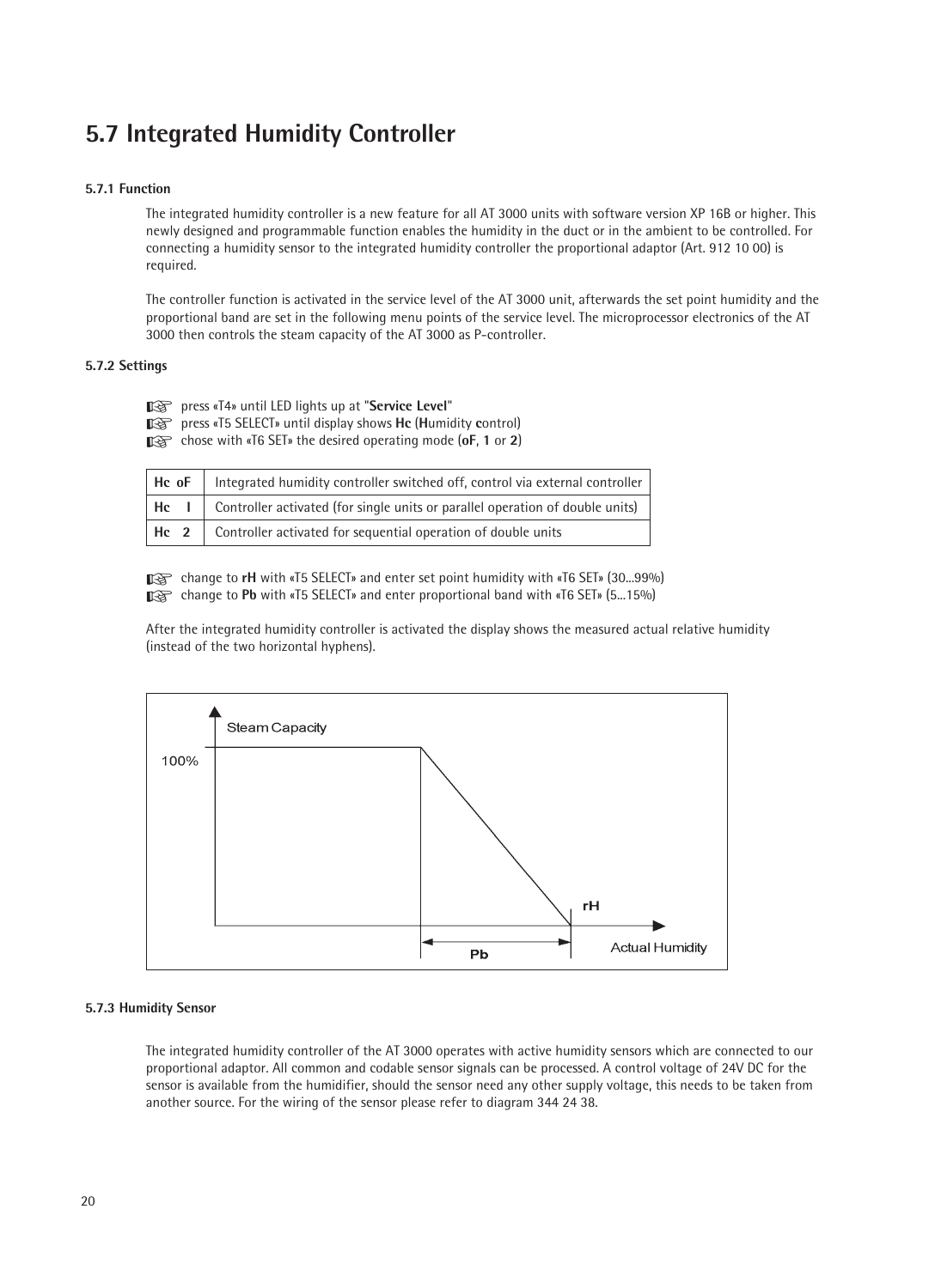# 5.7 Integrated Humidity Controller

### 5.7.1 Function

The integrated humidity controller is a new feature for all AT 3000 units with software version XP 16B or higher. This newly designed and programmable function enables the humidity in the duct or in the ambient to be controlled. For connecting a humidity sensor to the integrated humidity controller the proportional adaptor (Art. 912 10 00) is required.

The controller function is activated in the service level of the AT 3000 unit, afterwards the set point humidity and the proportional band are set in the following menu points of the service level. The microprocessor electronics of the AT 3000 then controls the steam capacity of the AT 3000 as P-controller.

### 5.7.2 Settings

- press «T4» until LED lights up at "**Service Level**"
- press «T5 SELECT» until display shows **Hc** (**H**umidity **c**ontrol)
- chose with «T6 SET» the desired operating mode (**oF**, **1** or **2**)

| | |
|---|---|
| **Hc oF** | Integrated humidity controller switched off, control via external controller |
| **Hc 1** | Controller activated (for single units or parallel operation of double units) |
| **Hc 2** | Controller activated for sequential operation of double units |

- change to **rH** with «T5 SELECT» and enter set point humidity with «T6 SET» (30...99%)
- change to **Pb** with «T5 SELECT» and enter proportional band with «T6 SET» (5...15%)

After the integrated humidity controller is activated the display shows the measured actual relative humidity (instead of the two horizontal hyphens).

Steam Capacity
100%
rH
Pb
Actual Humidity

### 5.7.3 Humidity Sensor

The integrated humidity controller of the AT 3000 operates with active humidity sensors which are connected to our proportional adaptor. All common and codable sensor signals can be processed. A control voltage of 24V DC for the sensor is available from the humidifier, should the sensor need any other supply voltage, this needs to be taken from another source. For the wiring of the sensor please refer to diagram 344 24 38.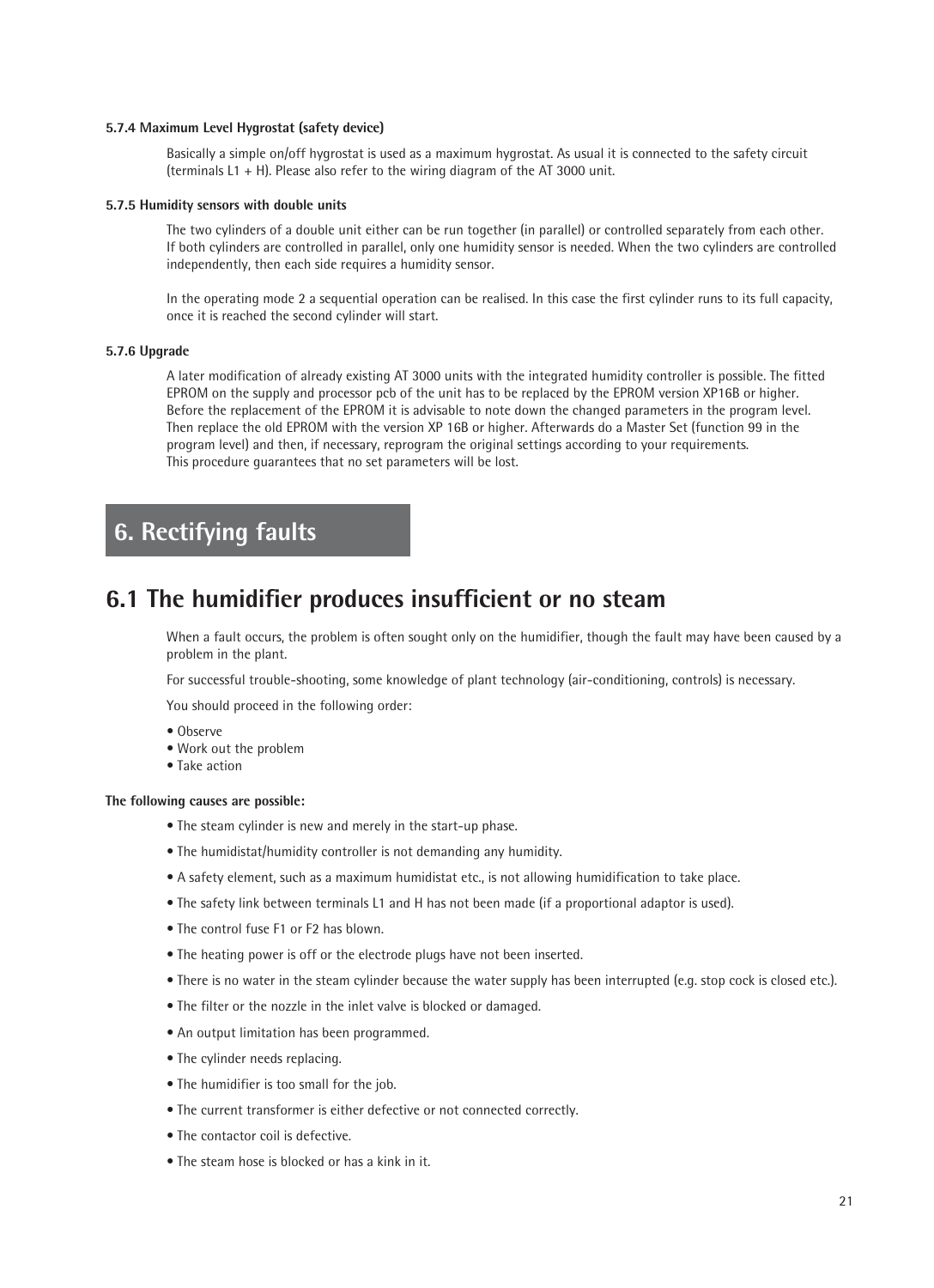#### 5.7.4 Maximum Level Hygrostat (safety device)

Basically a simple on/off hygrostat is used as a maximum hygrostat. As usual it is connected to the safety circuit (terminals L1 + H). Please also refer to the wiring diagram of the AT 3000 unit.

#### 5.7.5 Humidity sensors with double units

The two cylinders of a double unit either can be run together (in parallel) or controlled separately from each other. If both cylinders are controlled in parallel, only one humidity sensor is needed. When the two cylinders are controlled independently, then each side requires a humidity sensor.

In the operating mode 2 a sequential operation can be realised. In this case the first cylinder runs to its full capacity, once it is reached the second cylinder will start.

#### 5.7.6 Upgrade

A later modification of already existing AT 3000 units with the integrated humidity controller is possible. The fitted EPROM on the supply and processor pcb of the unit has to be replaced by the EPROM version XP16B or higher. Before the replacement of the EPROM it is advisable to note down the changed parameters in the program level. Then replace the old EPROM with the version XP 16B or higher. Afterwards do a Master Set (function 99 in the program level) and then, if necessary, reprogram the original settings according to your requirements. This procedure guarantees that no set parameters will be lost.

# 6. Rectifying faults

## 6.1 The humidifier produces insufficient or no steam

When a fault occurs, the problem is often sought only on the humidifier, though the fault may have been caused by a problem in the plant.

For successful trouble-shooting, some knowledge of plant technology (air-conditioning, controls) is necessary.

You should proceed in the following order:

- Observe
- Work out the problem
- Take action

**The following causes are possible:**

- The steam cylinder is new and merely in the start-up phase.
- The humidistat/humidity controller is not demanding any humidity.
- A safety element, such as a maximum humidistat etc., is not allowing humidification to take place.
- The safety link between terminals L1 and H has not been made (if a proportional adaptor is used).
- The control fuse F1 or F2 has blown.
- The heating power is off or the electrode plugs have not been inserted.
- There is no water in the steam cylinder because the water supply has been interrupted (e.g. stop cock is closed etc.).
- The filter or the nozzle in the inlet valve is blocked or damaged.
- An output limitation has been programmed.
- The cylinder needs replacing.
- The humidifier is too small for the job.
- The current transformer is either defective or not connected correctly.
- The contactor coil is defective.
- The steam hose is blocked or has a kink in it.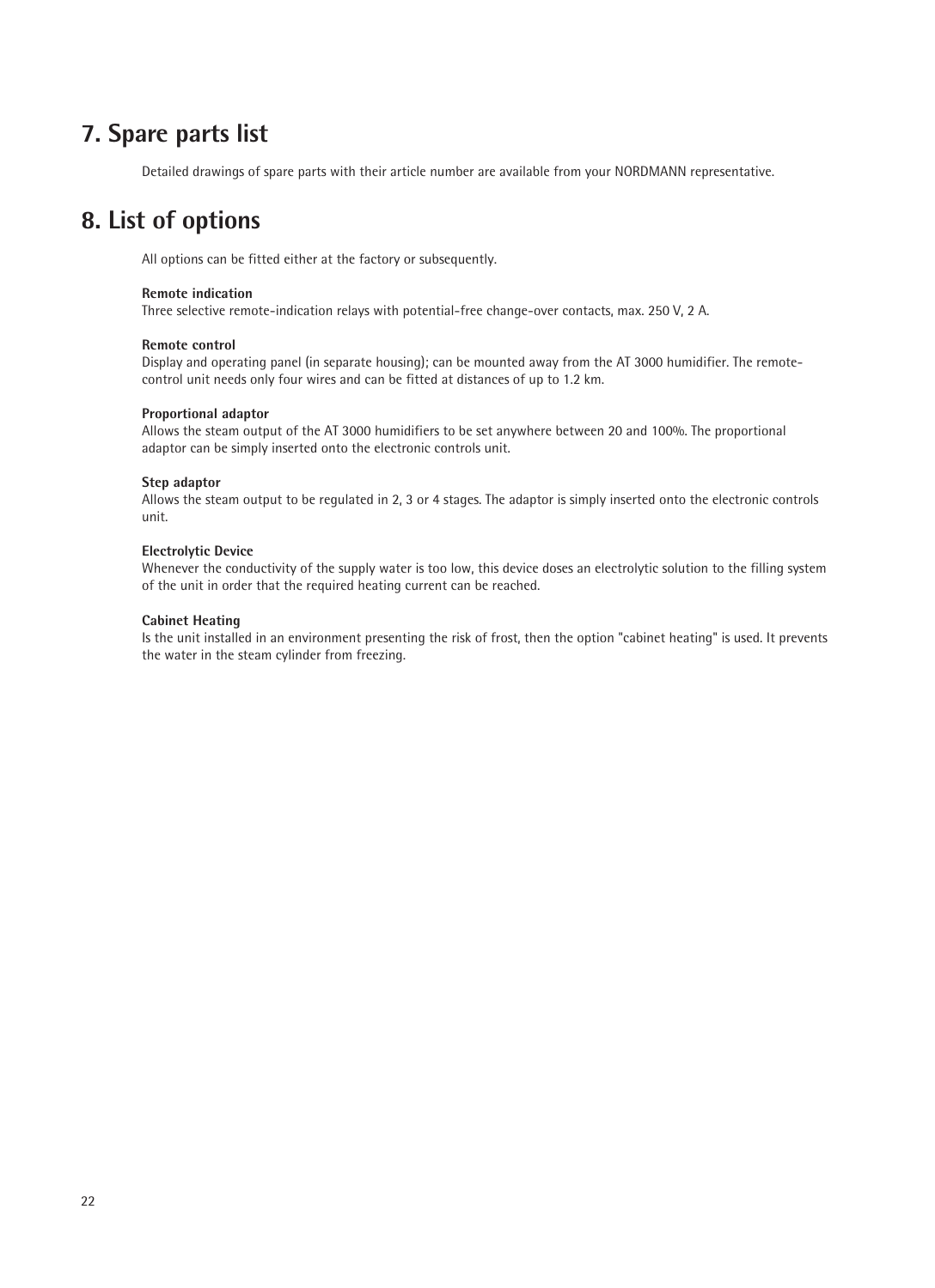# 7. Spare parts list

Detailed drawings of spare parts with their article number are available from your NORDMANN representative.

# 8. List of options

All options can be fitted either at the factory or subsequently.

**Remote indication**
Three selective remote-indication relays with potential-free change-over contacts, max. 250 V, 2 A.

**Remote control**
Display and operating panel (in separate housing); can be mounted away from the AT 3000 humidifier. The remote-control unit needs only four wires and can be fitted at distances of up to 1.2 km.

**Proportional adaptor**
Allows the steam output of the AT 3000 humidifiers to be set anywhere between 20 and 100%. The proportional adaptor can be simply inserted onto the electronic controls unit.

**Step adaptor**
Allows the steam output to be regulated in 2, 3 or 4 stages. The adaptor is simply inserted onto the electronic controls unit.

**Electrolytic Device**
Whenever the conductivity of the supply water is too low, this device doses an electrolytic solution to the filling system of the unit in order that the required heating current can be reached.

**Cabinet Heating**
Is the unit installed in an environment presenting the risk of frost, then the option "cabinet heating" is used. It prevents the water in the steam cylinder from freezing.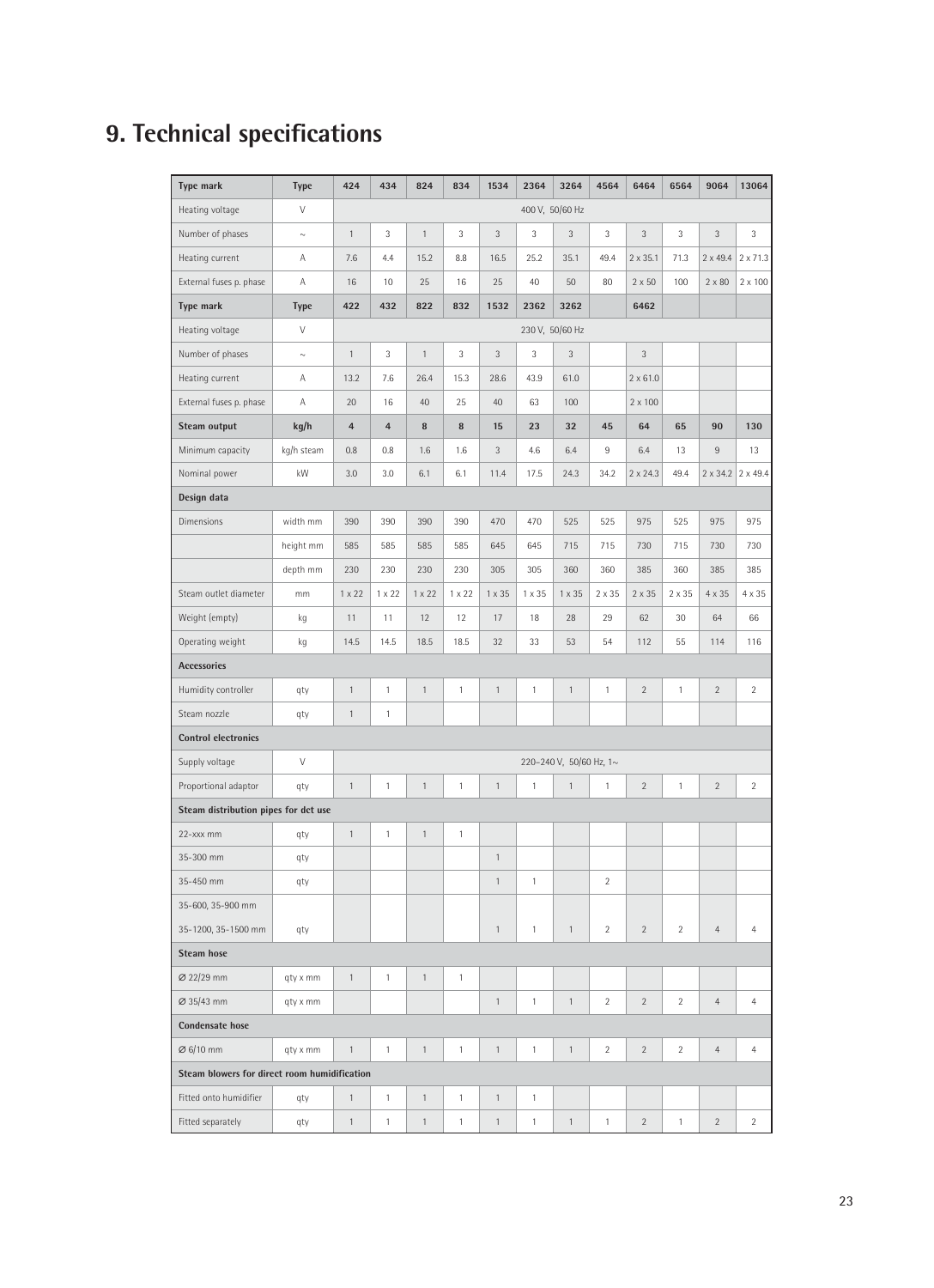# 9. Technical specifications

| Type mark | Type | 424 | 434 | 824 | 834 | 1534 | 2364 | 3264 | 4564 | 6464 | 6564 | 9064 | 13064 |
|---|---|---|---|---|---|---|---|---|---|---|---|---|---|
| Heating voltage | V | 400 V, 50/60 Hz | | | | | | | | | | | |
| Number of phases | ~ | 1 | 3 | 1 | 3 | 3 | 3 | 3 | 3 | 3 | 3 | 3 | 3 |
| Heating current | A | 7.6 | 4.4 | 15.2 | 8.8 | 16.5 | 25.2 | 35.1 | 49.4 | 2 x 35.1 | 71.3 | 2 x 49.4 | 2 x 71.3 |
| External fuses p. phase | A | 16 | 10 | 25 | 16 | 25 | 40 | 50 | 80 | 2 x 50 | 100 | 2 x 80 | 2 x 100 |
| **Type mark** | **Type** | **422** | **432** | **822** | **832** | **1532** | **2362** | **3262** | | **6462** | | | |
| Heating voltage | V | 230 V, 50/60 Hz | | | | | | | | | | | |
| Number of phases | ~ | 1 | 3 | 1 | 3 | 3 | 3 | 3 | | 3 | | | |
| Heating current | A | 13.2 | 7.6 | 26.4 | 15.3 | 28.6 | 43.9 | 61.0 | | 2 x 61.0 | | | |
| External fuses p. phase | A | 20 | 16 | 40 | 25 | 40 | 63 | 100 | | 2 x 100 | | | |
| **Steam output** | **kg/h** | **4** | **4** | **8** | **8** | **15** | **23** | **32** | **45** | **64** | **65** | **90** | **130** |
| Minimum capacity | kg/h steam | 0.8 | 0.8 | 1.6 | 1.6 | 3 | 4.6 | 6.4 | 9 | 6.4 | 13 | 9 | 13 |
| Nominal power | kW | 3.0 | 3.0 | 6.1 | 6.1 | 11.4 | 17.5 | 24.3 | 34.2 | 2 x 24.3 | 49.4 | 2 x 34.2 | 2 x 49.4 |
| **Design data** | | | | | | | | | | | | | |
| Dimensions | width mm | 390 | 390 | 390 | 390 | 470 | 470 | 525 | 525 | 975 | 525 | 975 | 975 |
| | height mm | 585 | 585 | 585 | 585 | 645 | 645 | 715 | 715 | 730 | 715 | 730 | 730 |
| | depth mm | 230 | 230 | 230 | 230 | 305 | 305 | 360 | 360 | 385 | 360 | 385 | 385 |
| Steam outlet diameter | mm | 1 x 22 | 1 x 22 | 1 x 22 | 1 x 22 | 1 x 35 | 1 x 35 | 1 x 35 | 2 x 35 | 2 x 35 | 2 x 35 | 4 x 35 | 4 x 35 |
| Weight (empty) | kg | 11 | 11 | 12 | 12 | 17 | 18 | 28 | 29 | 62 | 30 | 64 | 66 |
| Operating weight | kg | 14.5 | 14.5 | 18.5 | 18.5 | 32 | 33 | 53 | 54 | 112 | 55 | 114 | 116 |
| **Accessories** | | | | | | | | | | | | | |
| Humidity controller | qty | 1 | 1 | 1 | 1 | 1 | 1 | 1 | 1 | 2 | 1 | 2 | 2 |
| Steam nozzle | qty | 1 | 1 | | | | | | | | | | |
| **Control electronics** | | | | | | | | | | | | | |
| Supply voltage | V | 220–240 V, 50/60 Hz, 1~ | | | | | | | | | | | |
| Proportional adaptor | qty | 1 | 1 | 1 | 1 | 1 | 1 | 1 | 1 | 2 | 1 | 2 | 2 |
| **Steam distribution pipes for dct use** | | | | | | | | | | | | | |
| 22-xxx mm | qty | 1 | 1 | 1 | 1 | | | | | | | | |
| 35-300 mm | qty | | | | | 1 | | | | | | | |
| 35-450 mm | qty | | | | | 1 | 1 | | 2 | | | | |
| 35-600, 35-900 mm<br>35-1200, 35-1500 mm | qty | | | | | 1 | 1 | 1 | 2 | 2 | 2 | 4 | 4 |
| **Steam hose** | | | | | | | | | | | | | |
| Ø 22/29 mm | qty x mm | 1 | 1 | 1 | 1 | | | | | | | | |
| Ø 35/43 mm | qty x mm | | | | | 1 | 1 | 1 | 2 | 2 | 2 | 4 | 4 |
| **Condensate hose** | | | | | | | | | | | | | |
| Ø 6/10 mm | qty x mm | 1 | 1 | 1 | 1 | 1 | 1 | 1 | 2 | 2 | 2 | 4 | 4 |
| **Steam blowers for direct room humidification** | | | | | | | | | | | | | |
| Fitted onto humidifier | qty | 1 | 1 | 1 | 1 | 1 | 1 | | | | | | |
| Fitted separately | qty | 1 | 1 | 1 | 1 | 1 | 1 | 1 | 1 | 2 | 1 | 2 | 2 |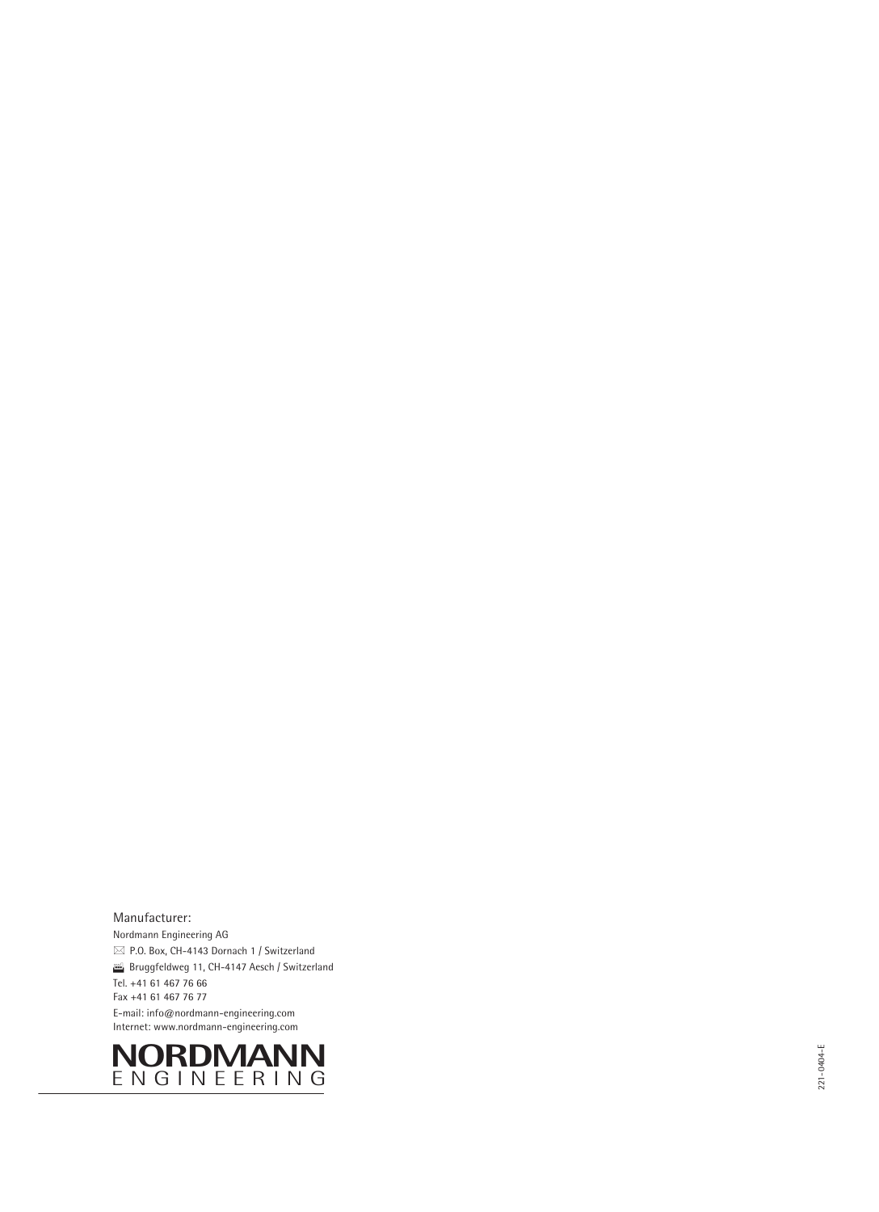Manufacturer:

Nordmann Engineering AG

✉ P.O. Box, CH-4143 Dornach 1 / Switzerland

Bruggfeldweg 11, CH-4147 Aesch / Switzerland

Tel. +41 61 467 76 66
Fax +41 61 467 76 77

E-mail: info@nordmann-engineering.com
Internet: www.nordmann-engineering.com

NORDMANN
ENGINEERING

221-0404-E